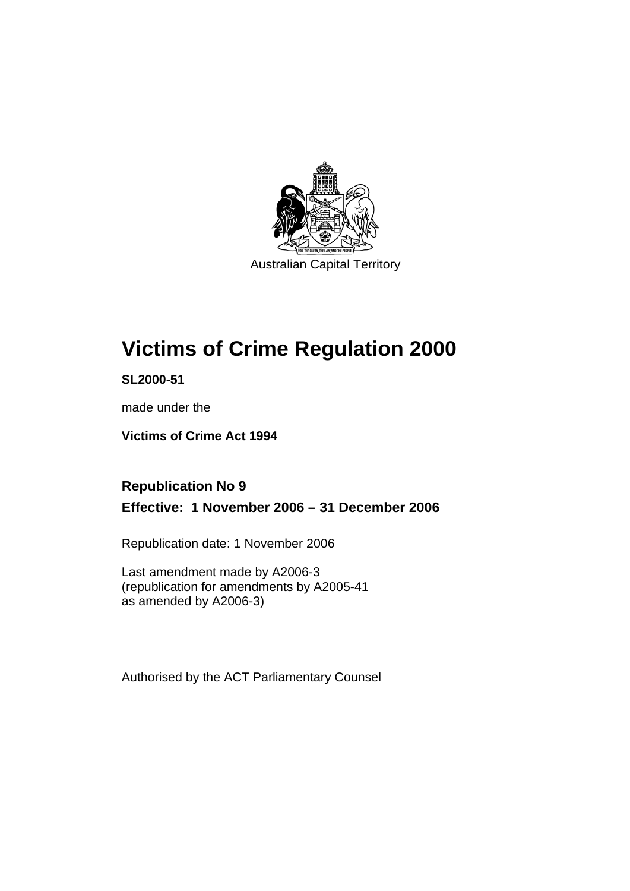Australian Capital Territory

# Victims of Crime Regulation 2000

**SL2000-51**

made under the

**Victims of Crime Act 1994**

## Republication No 9

## Effective: 1 November 2006 – 31 December 2006

Republication date: 1 November 2006

Last amendment made by A2006-3
(republication for amendments by A2005-41
as amended by A2006-3)

Authorised by the ACT Parliamentary Counsel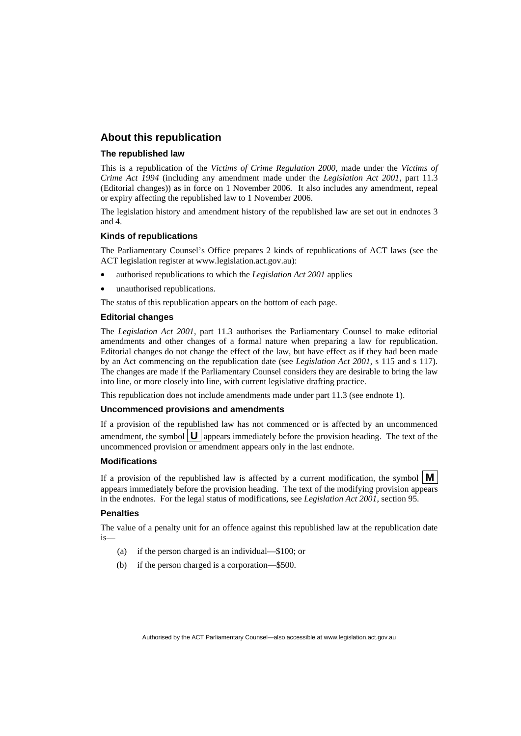## About this republication

### The republished law

This is a republication of the *Victims of Crime Regulation 2000*, made under the *Victims of Crime Act 1994* (including any amendment made under the *Legislation Act 2001*, part 11.3 (Editorial changes)) as in force on 1 November 2006*.* It also includes any amendment, repeal or expiry affecting the republished law to 1 November 2006.

The legislation history and amendment history of the republished law are set out in endnotes 3 and 4.

### Kinds of republications

The Parliamentary Counsel's Office prepares 2 kinds of republications of ACT laws (see the ACT legislation register at www.legislation.act.gov.au):

- authorised republications to which the *Legislation Act 2001* applies
- unauthorised republications.

The status of this republication appears on the bottom of each page.

### Editorial changes

The *Legislation Act 2001*, part 11.3 authorises the Parliamentary Counsel to make editorial amendments and other changes of a formal nature when preparing a law for republication. Editorial changes do not change the effect of the law, but have effect as if they had been made by an Act commencing on the republication date (see *Legislation Act 2001*, s 115 and s 117). The changes are made if the Parliamentary Counsel considers they are desirable to bring the law into line, or more closely into line, with current legislative drafting practice.

This republication does not include amendments made under part 11.3 (see endnote 1).

### Uncommenced provisions and amendments

If a provision of the republished law has not commenced or is affected by an uncommenced amendment, the symbol **U** appears immediately before the provision heading. The text of the uncommenced provision or amendment appears only in the last endnote.

### Modifications

If a provision of the republished law is affected by a current modification, the symbol **M** appears immediately before the provision heading. The text of the modifying provision appears in the endnotes. For the legal status of modifications, see *Legislation Act 2001*, section 95.

### Penalties

The value of a penalty unit for an offence against this republished law at the republication date is—

(a) if the person charged is an individual—$100; or

(b) if the person charged is a corporation—$500.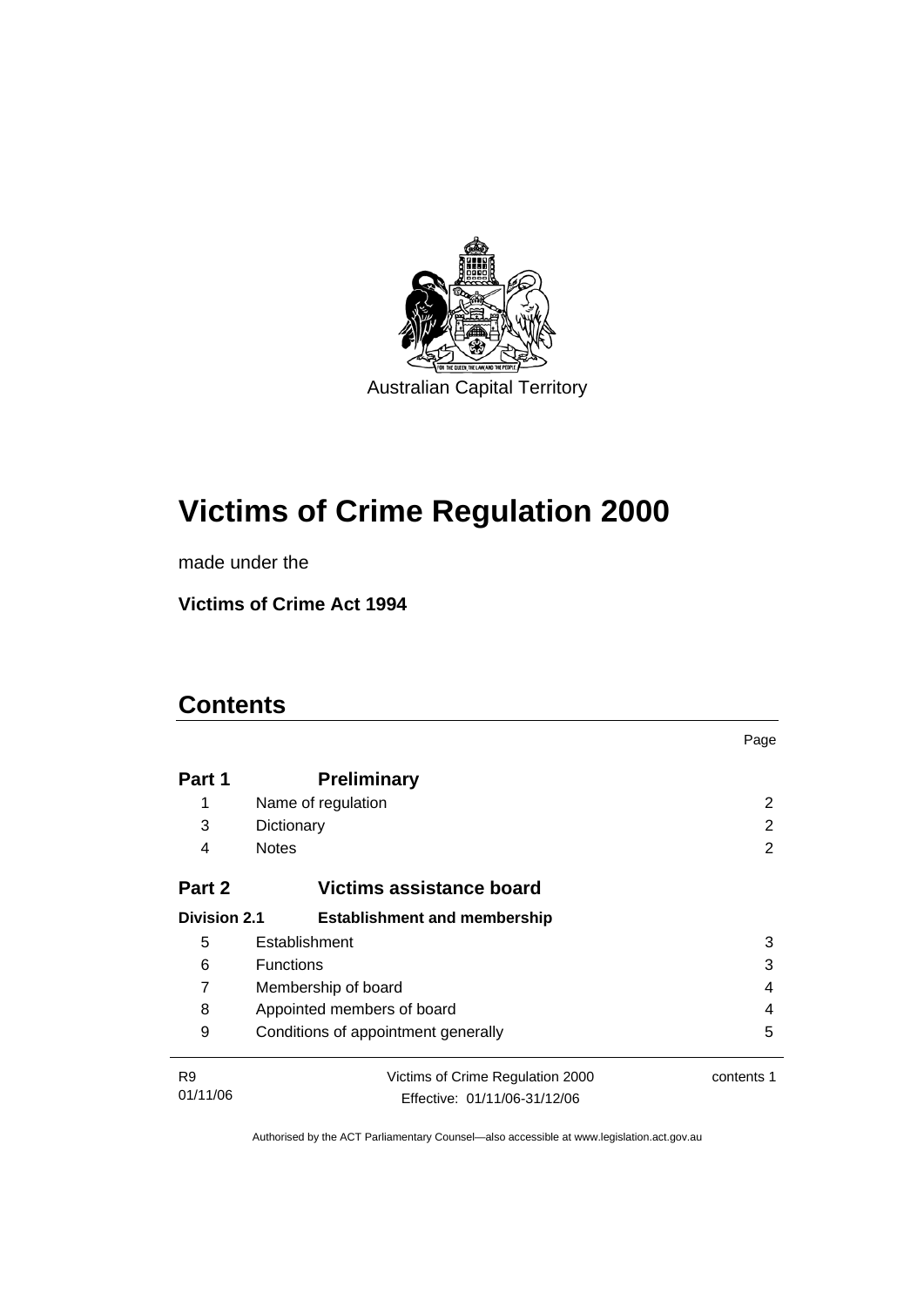Australian Capital Territory

# Victims of Crime Regulation 2000

made under the

**Victims of Crime Act 1994**

## Contents

| | | Page |
|---|---|---|
| **Part 1** | **Preliminary** | |
| 1 | Name of regulation | 2 |
| 3 | Dictionary | 2 |
| 4 | Notes | 2 |
| **Part 2** | **Victims assistance board** | |
| **Division 2.1** | **Establishment and membership** | |
| 5 | Establishment | 3 |
| 6 | Functions | 3 |
| 7 | Membership of board | 4 |
| 8 | Appointed members of board | 4 |
| 9 | Conditions of appointment generally | 5 |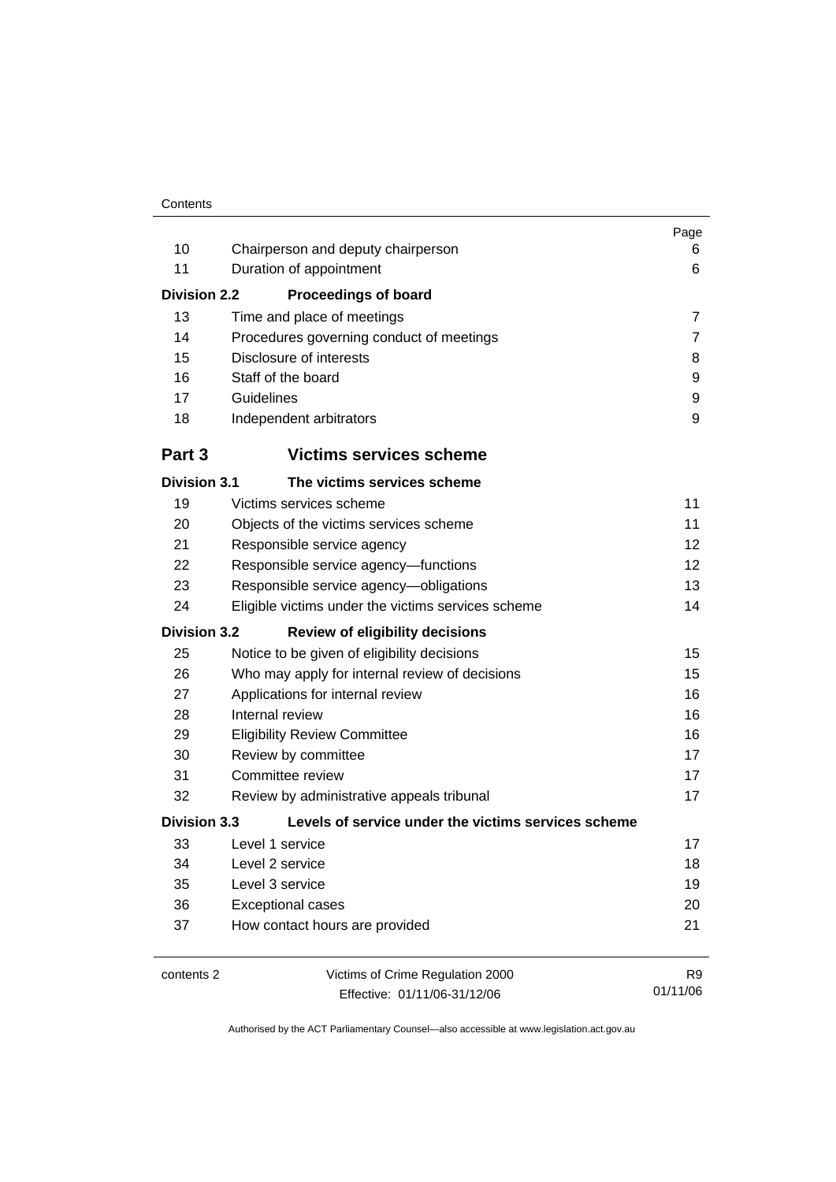| | | Page |
|---|---|---|
| 10 | Chairperson and deputy chairperson | 6 |
| 11 | Duration of appointment | 6 |
| **Division 2.2** | **Proceedings of board** | |
| 13 | Time and place of meetings | 7 |
| 14 | Procedures governing conduct of meetings | 7 |
| 15 | Disclosure of interests | 8 |
| 16 | Staff of the board | 9 |
| 17 | Guidelines | 9 |
| 18 | Independent arbitrators | 9 |
| **Part 3** | **Victims services scheme** | |
| **Division 3.1** | **The victims services scheme** | |
| 19 | Victims services scheme | 11 |
| 20 | Objects of the victims services scheme | 11 |
| 21 | Responsible service agency | 12 |
| 22 | Responsible service agency—functions | 12 |
| 23 | Responsible service agency—obligations | 13 |
| 24 | Eligible victims under the victims services scheme | 14 |
| **Division 3.2** | **Review of eligibility decisions** | |
| 25 | Notice to be given of eligibility decisions | 15 |
| 26 | Who may apply for internal review of decisions | 15 |
| 27 | Applications for internal review | 16 |
| 28 | Internal review | 16 |
| 29 | Eligibility Review Committee | 16 |
| 30 | Review by committee | 17 |
| 31 | Committee review | 17 |
| 32 | Review by administrative appeals tribunal | 17 |
| **Division 3.3** | **Levels of service under the victims services scheme** | |
| 33 | Level 1 service | 17 |
| 34 | Level 2 service | 18 |
| 35 | Level 3 service | 19 |
| 36 | Exceptional cases | 20 |
| 37 | How contact hours are provided | 21 |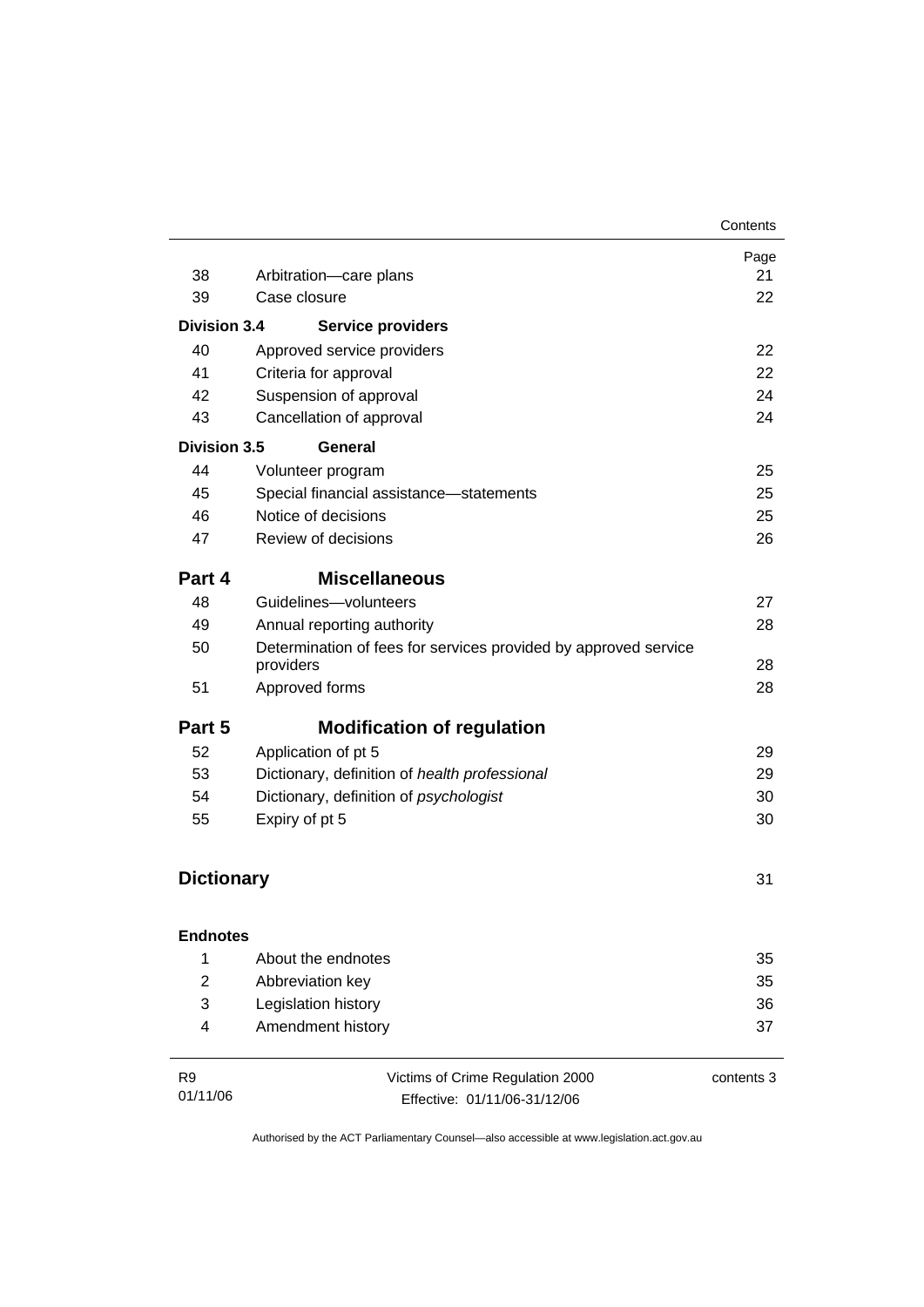| | | Page |
|---|---|---|
| 38 | Arbitration—care plans | 21 |
| 39 | Case closure | 22 |
| **Division 3.4** | **Service providers** | |
| 40 | Approved service providers | 22 |
| 41 | Criteria for approval | 22 |
| 42 | Suspension of approval | 24 |
| 43 | Cancellation of approval | 24 |
| **Division 3.5** | **General** | |
| 44 | Volunteer program | 25 |
| 45 | Special financial assistance—statements | 25 |
| 46 | Notice of decisions | 25 |
| 47 | Review of decisions | 26 |
| **Part 4** | **Miscellaneous** | |
| 48 | Guidelines—volunteers | 27 |
| 49 | Annual reporting authority | 28 |
| 50 | Determination of fees for services provided by approved service providers | 28 |
| 51 | Approved forms | 28 |
| **Part 5** | **Modification of regulation** | |
| 52 | Application of pt 5 | 29 |
| 53 | Dictionary, definition of *health professional* | 29 |
| 54 | Dictionary, definition of *psychologist* | 30 |
| 55 | Expiry of pt 5 | 30 |
| **Dictionary** | | 31 |
| **Endnotes** | | |
| 1 | About the endnotes | 35 |
| 2 | Abbreviation key | 35 |
| 3 | Legislation history | 36 |
| 4 | Amendment history | 37 |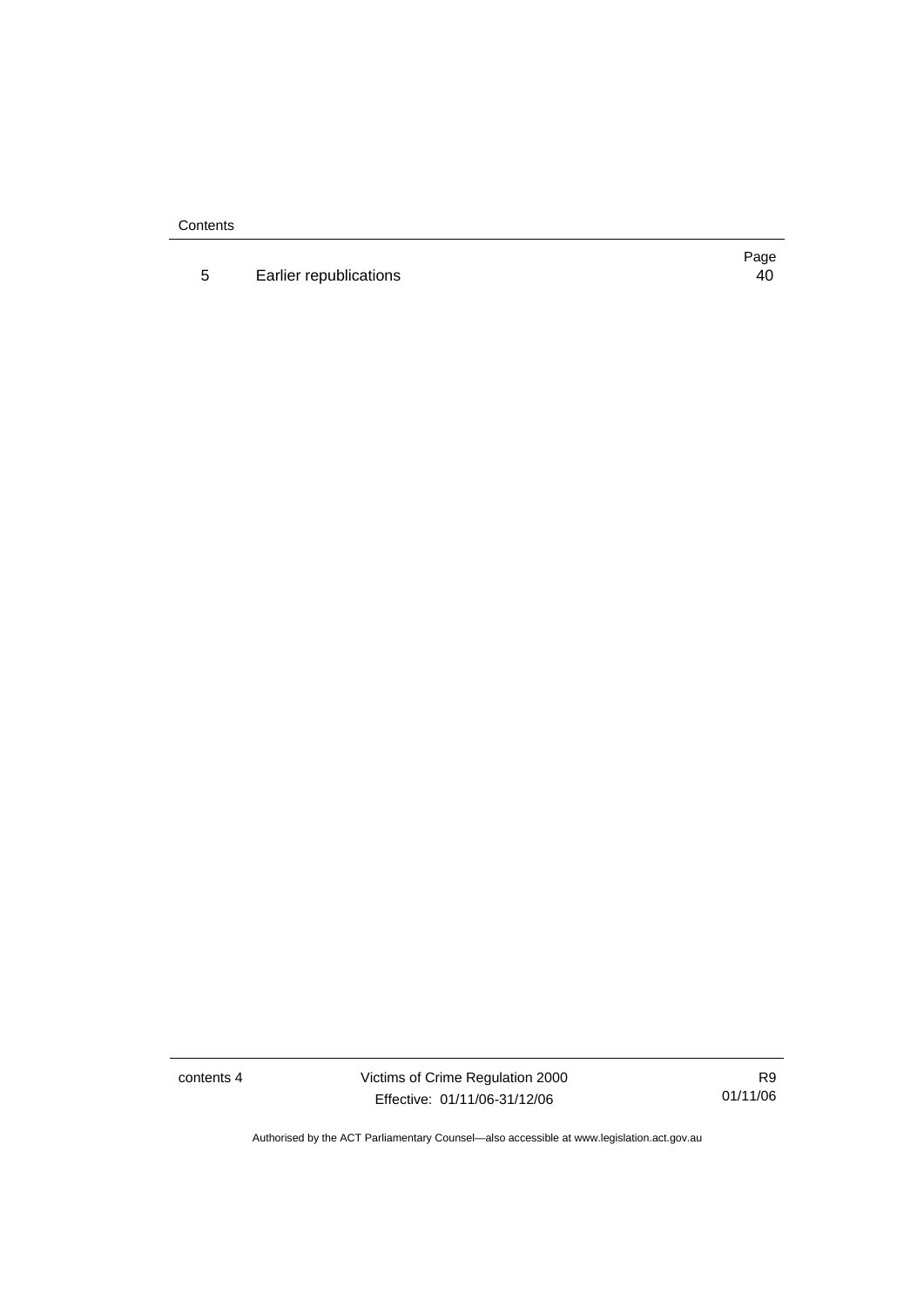| | | Page |
|---|---|---|
| 5 | Earlier republications | 40 |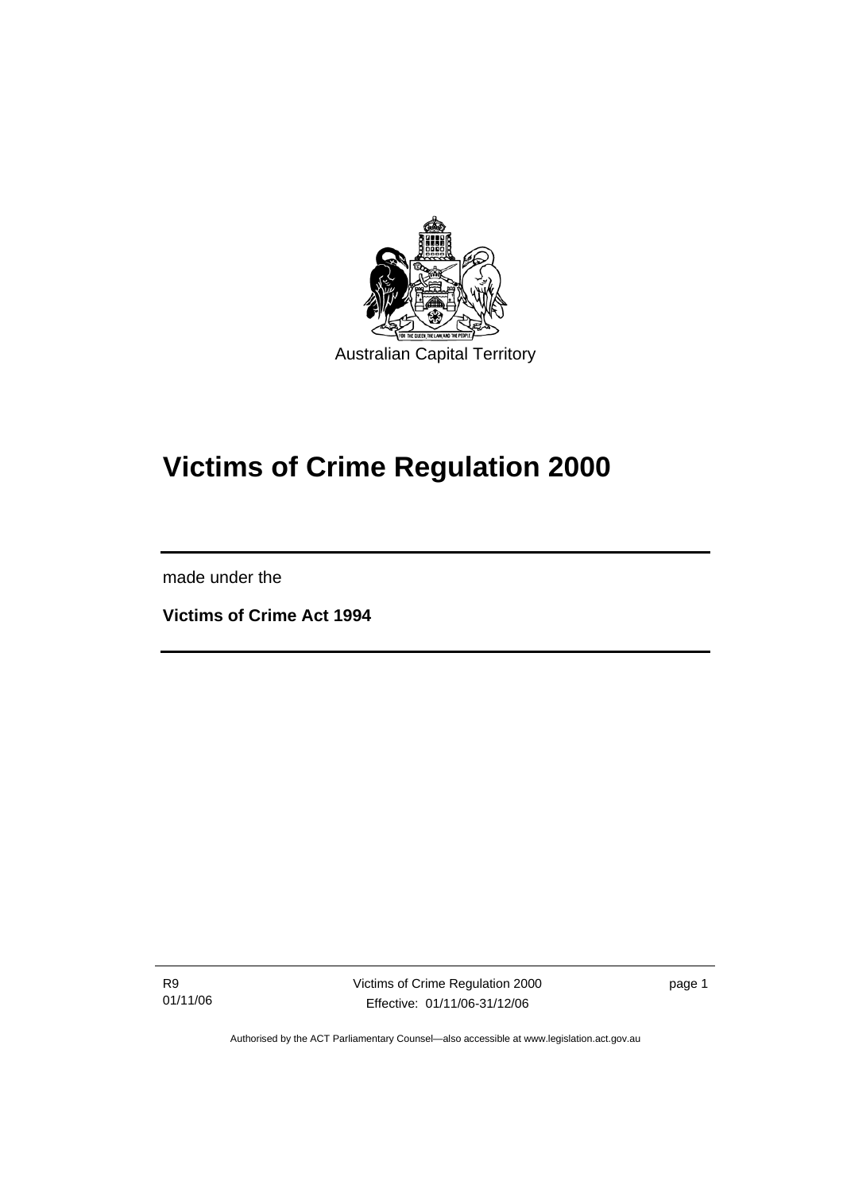Australian Capital Territory

# Victims of Crime Regulation 2000

made under the

**Victims of Crime Act 1994**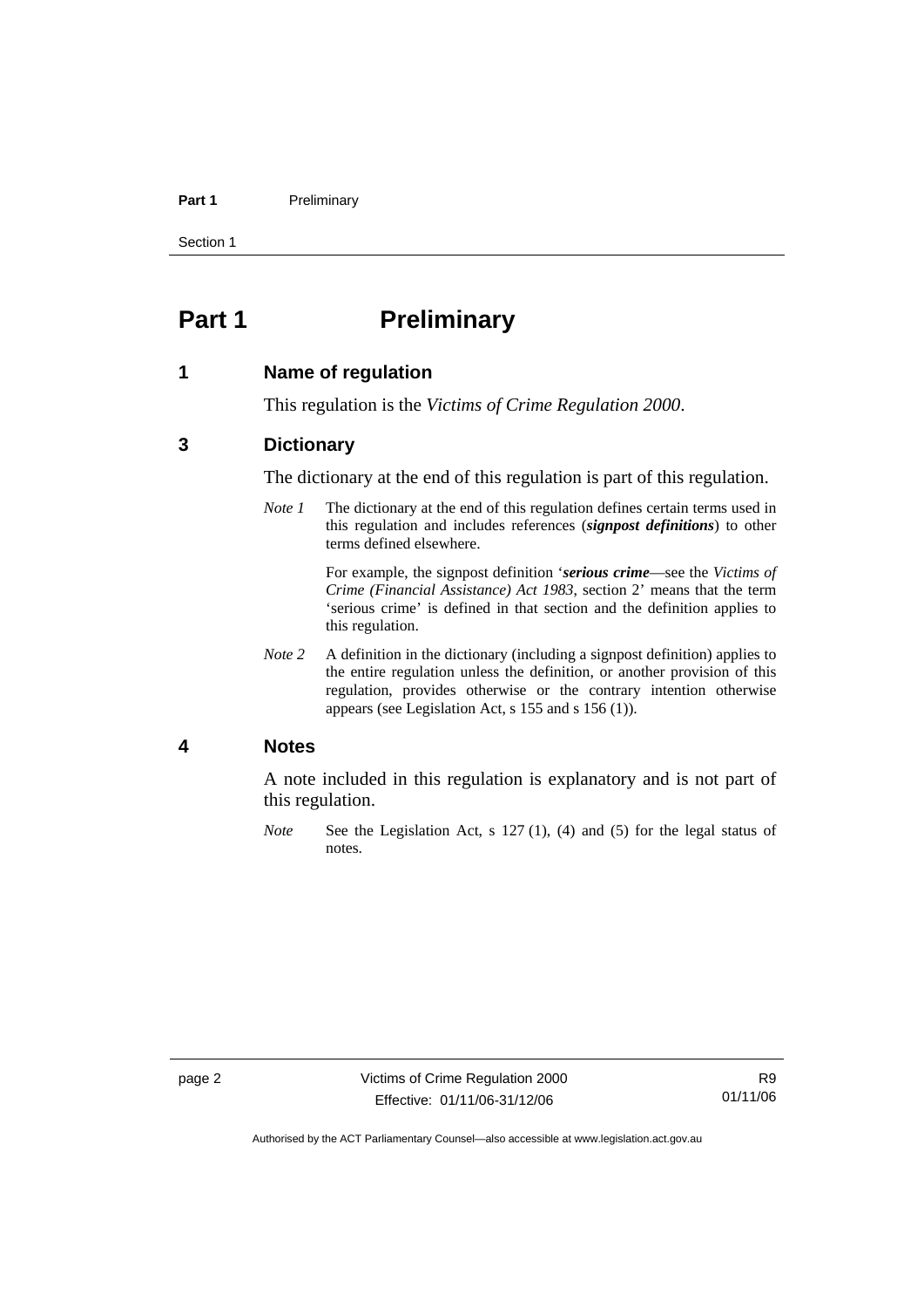# Part 1 Preliminary

## 1 Name of regulation

This regulation is the *Victims of Crime Regulation 2000*.

## 3 Dictionary

The dictionary at the end of this regulation is part of this regulation.

*Note 1* The dictionary at the end of this regulation defines certain terms used in this regulation and includes references (***signpost definitions***) to other terms defined elsewhere.

For example, the signpost definition '***serious crime***—see the *Victims of Crime (Financial Assistance) Act 1983*, section 2' means that the term 'serious crime' is defined in that section and the definition applies to this regulation.

*Note 2* A definition in the dictionary (including a signpost definition) applies to the entire regulation unless the definition, or another provision of this regulation, provides otherwise or the contrary intention otherwise appears (see Legislation Act, s 155 and s 156 (1)).

## 4 Notes

A note included in this regulation is explanatory and is not part of this regulation.

*Note* See the Legislation Act, s 127 (1), (4) and (5) for the legal status of notes.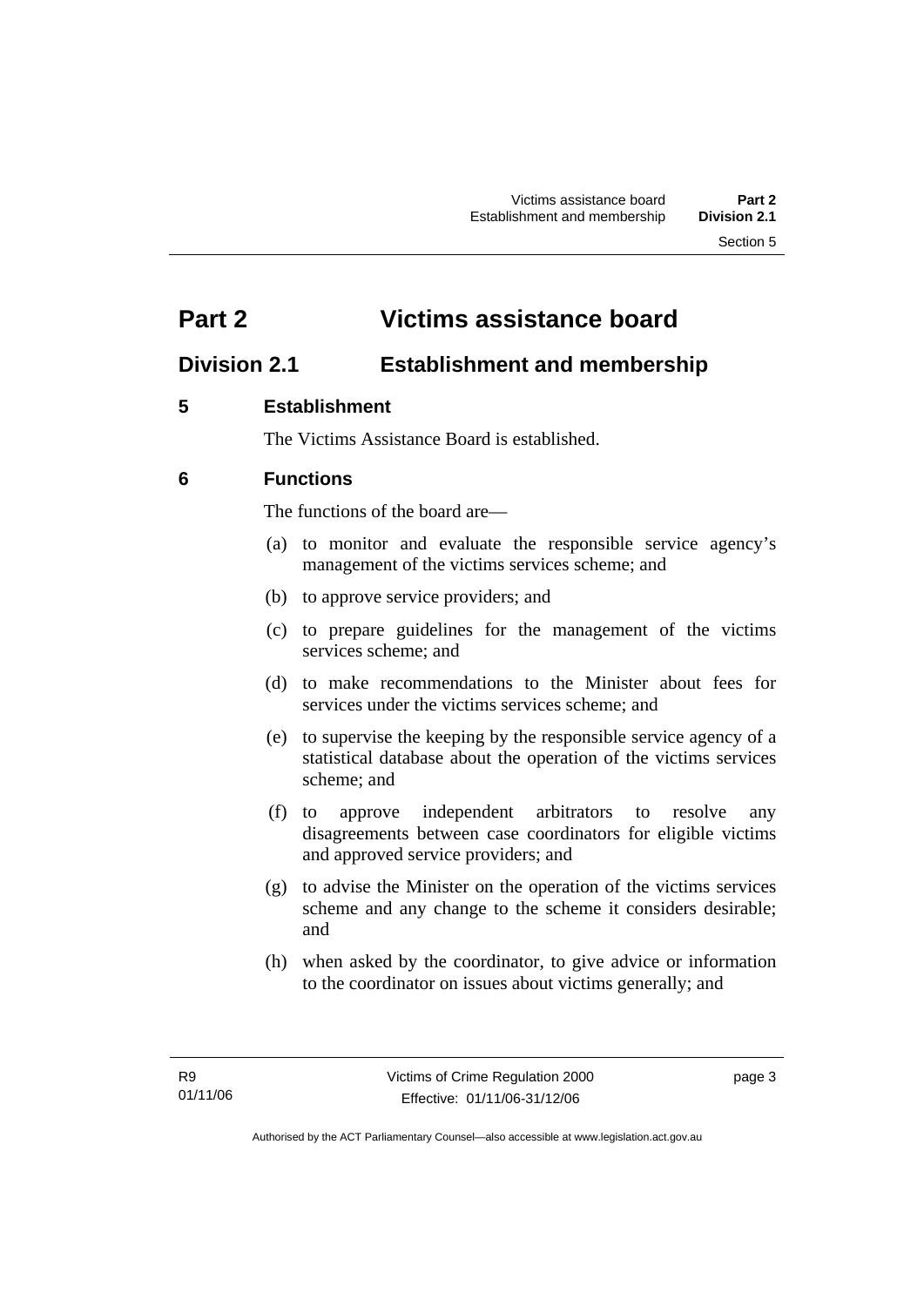# Part 2 Victims assistance board

## Division 2.1 Establishment and membership

### 5 Establishment

The Victims Assistance Board is established.

### 6 Functions

The functions of the board are—

(a) to monitor and evaluate the responsible service agency's management of the victims services scheme; and

(b) to approve service providers; and

(c) to prepare guidelines for the management of the victims services scheme; and

(d) to make recommendations to the Minister about fees for services under the victims services scheme; and

(e) to supervise the keeping by the responsible service agency of a statistical database about the operation of the victims services scheme; and

(f) to approve independent arbitrators to resolve any disagreements between case coordinators for eligible victims and approved service providers; and

(g) to advise the Minister on the operation of the victims services scheme and any change to the scheme it considers desirable; and

(h) when asked by the coordinator, to give advice or information to the coordinator on issues about victims generally; and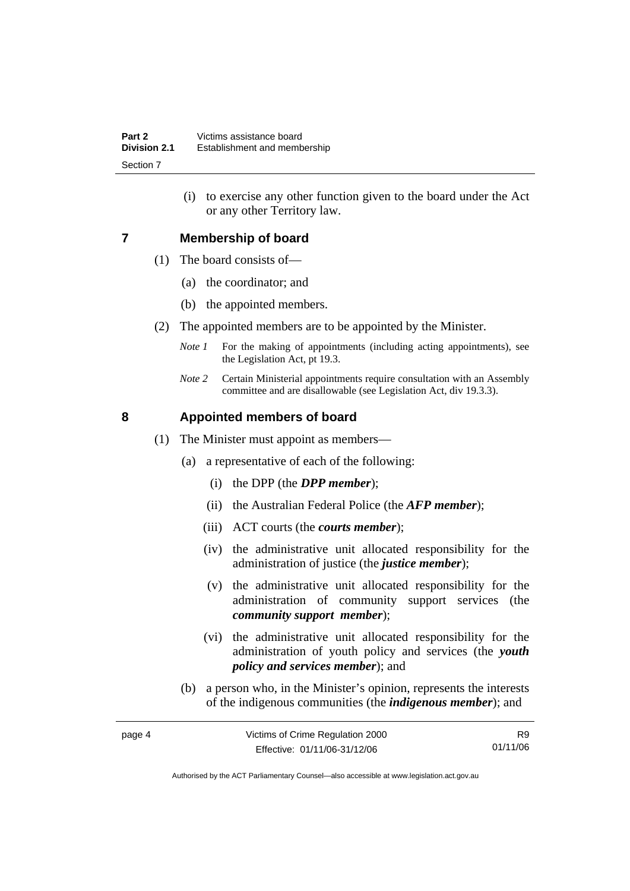(i) to exercise any other function given to the board under the Act or any other Territory law.

## 7 Membership of board

(1) The board consists of—

(a) the coordinator; and

(b) the appointed members.

(2) The appointed members are to be appointed by the Minister.

*Note 1* For the making of appointments (including acting appointments), see the Legislation Act, pt 19.3.

*Note 2* Certain Ministerial appointments require consultation with an Assembly committee and are disallowable (see Legislation Act, div 19.3.3).

## 8 Appointed members of board

(1) The Minister must appoint as members—

(a) a representative of each of the following:

(i) the DPP (the ***DPP member***);

(ii) the Australian Federal Police (the ***AFP member***);

(iii) ACT courts (the ***courts member***);

(iv) the administrative unit allocated responsibility for the administration of justice (the ***justice member***);

(v) the administrative unit allocated responsibility for the administration of community support services (the ***community support member***);

(vi) the administrative unit allocated responsibility for the administration of youth policy and services (the ***youth policy and services member***); and

(b) a person who, in the Minister's opinion, represents the interests of the indigenous communities (the ***indigenous member***); and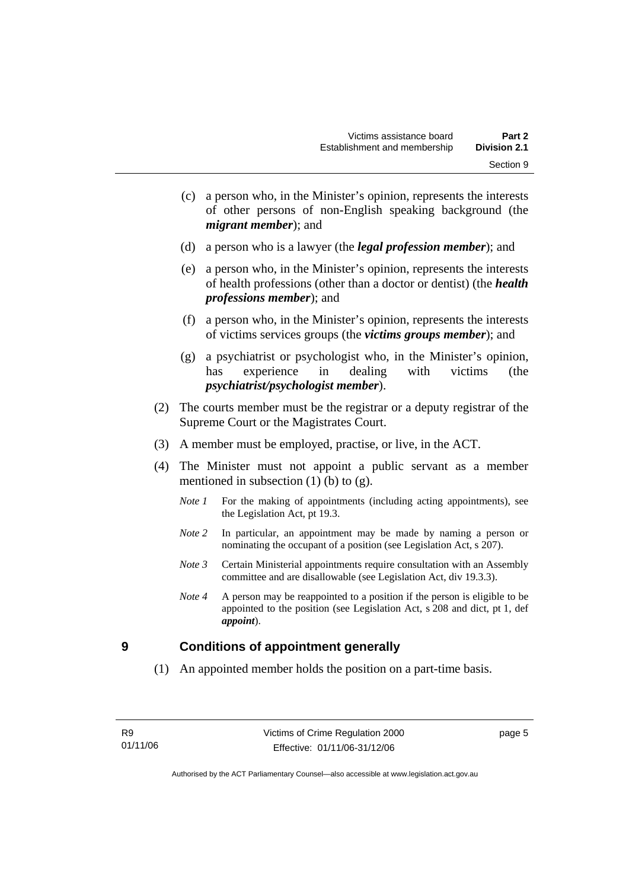- (c) a person who, in the Minister's opinion, represents the interests of other persons of non-English speaking background (the ***migrant member***); and
- (d) a person who is a lawyer (the ***legal profession member***); and
- (e) a person who, in the Minister's opinion, represents the interests of health professions (other than a doctor or dentist) (the ***health professions member***); and
- (f) a person who, in the Minister's opinion, represents the interests of victims services groups (the ***victims groups member***); and
- (g) a psychiatrist or psychologist who, in the Minister's opinion, has experience in dealing with victims (the ***psychiatrist/psychologist member***).

(2) The courts member must be the registrar or a deputy registrar of the Supreme Court or the Magistrates Court.

(3) A member must be employed, practise, or live, in the ACT.

(4) The Minister must not appoint a public servant as a member mentioned in subsection (1) (b) to (g).

*Note 1* For the making of appointments (including acting appointments), see the Legislation Act, pt 19.3.

*Note 2* In particular, an appointment may be made by naming a person or nominating the occupant of a position (see Legislation Act, s 207).

*Note 3* Certain Ministerial appointments require consultation with an Assembly committee and are disallowable (see Legislation Act, div 19.3.3).

*Note 4* A person may be reappointed to a position if the person is eligible to be appointed to the position (see Legislation Act, s 208 and dict, pt 1, def ***appoint***).

## 9 Conditions of appointment generally

(1) An appointed member holds the position on a part-time basis.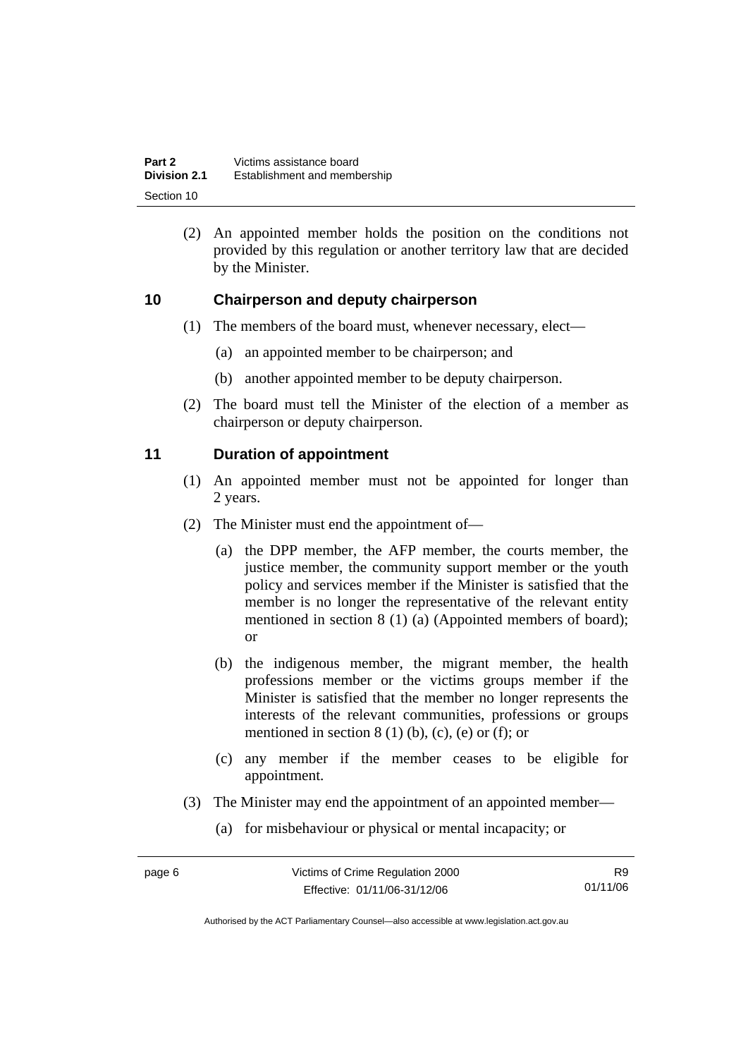(2) An appointed member holds the position on the conditions not provided by this regulation or another territory law that are decided by the Minister.

## 10 Chairperson and deputy chairperson

(1) The members of the board must, whenever necessary, elect—

(a) an appointed member to be chairperson; and

(b) another appointed member to be deputy chairperson.

(2) The board must tell the Minister of the election of a member as chairperson or deputy chairperson.

## 11 Duration of appointment

(1) An appointed member must not be appointed for longer than 2 years.

(2) The Minister must end the appointment of—

(a) the DPP member, the AFP member, the courts member, the justice member, the community support member or the youth policy and services member if the Minister is satisfied that the member is no longer the representative of the relevant entity mentioned in section 8 (1) (a) (Appointed members of board); or

(b) the indigenous member, the migrant member, the health professions member or the victims groups member if the Minister is satisfied that the member no longer represents the interests of the relevant communities, professions or groups mentioned in section 8 (1) (b), (c), (e) or (f); or

(c) any member if the member ceases to be eligible for appointment.

(3) The Minister may end the appointment of an appointed member—

(a) for misbehaviour or physical or mental incapacity; or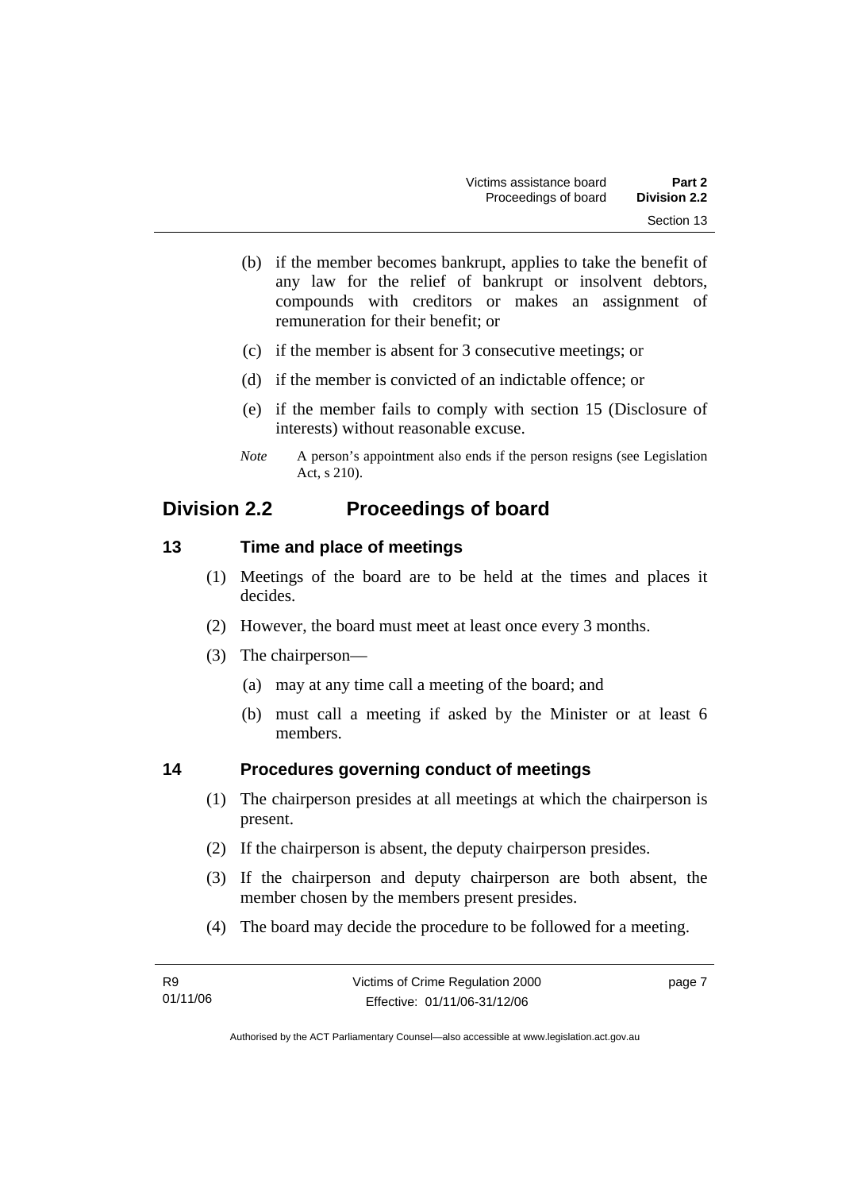(b) if the member becomes bankrupt, applies to take the benefit of any law for the relief of bankrupt or insolvent debtors, compounds with creditors or makes an assignment of remuneration for their benefit; or

(c) if the member is absent for 3 consecutive meetings; or

(d) if the member is convicted of an indictable offence; or

(e) if the member fails to comply with section 15 (Disclosure of interests) without reasonable excuse.

*Note* A person's appointment also ends if the person resigns (see Legislation Act, s 210).

## Division 2.2 Proceedings of board

### 13 Time and place of meetings

(1) Meetings of the board are to be held at the times and places it decides.

(2) However, the board must meet at least once every 3 months.

(3) The chairperson—

(a) may at any time call a meeting of the board; and

(b) must call a meeting if asked by the Minister or at least 6 members.

### 14 Procedures governing conduct of meetings

(1) The chairperson presides at all meetings at which the chairperson is present.

(2) If the chairperson is absent, the deputy chairperson presides.

(3) If the chairperson and deputy chairperson are both absent, the member chosen by the members present presides.

(4) The board may decide the procedure to be followed for a meeting.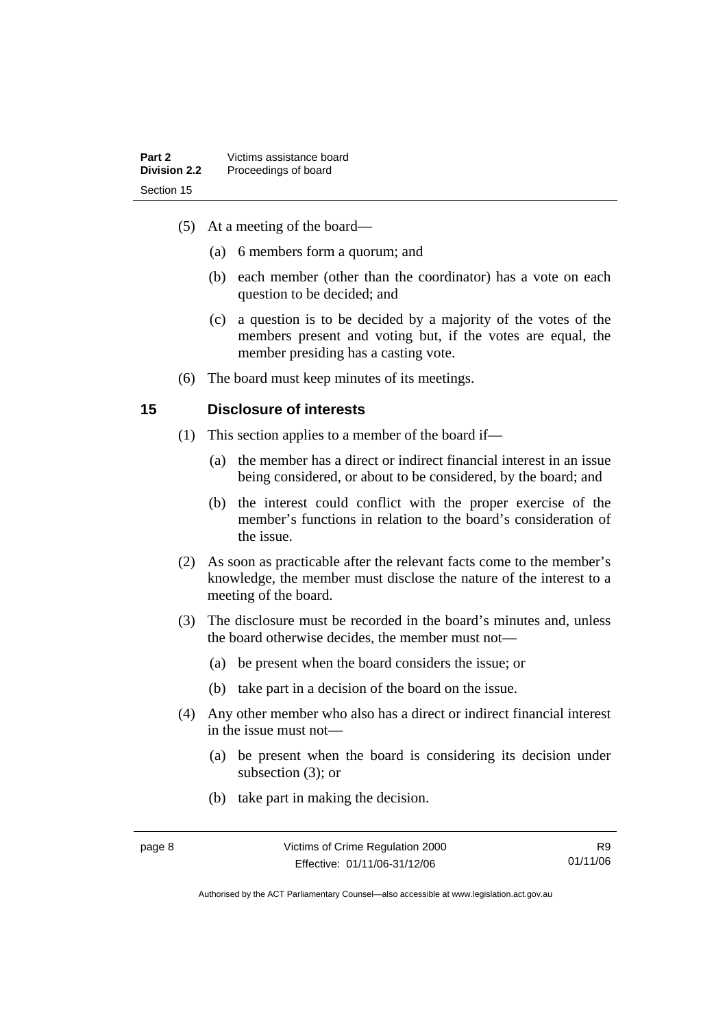(5) At a meeting of the board—

(a) 6 members form a quorum; and

(b) each member (other than the coordinator) has a vote on each question to be decided; and

(c) a question is to be decided by a majority of the votes of the members present and voting but, if the votes are equal, the member presiding has a casting vote.

(6) The board must keep minutes of its meetings.

## 15 Disclosure of interests

(1) This section applies to a member of the board if—

(a) the member has a direct or indirect financial interest in an issue being considered, or about to be considered, by the board; and

(b) the interest could conflict with the proper exercise of the member's functions in relation to the board's consideration of the issue.

(2) As soon as practicable after the relevant facts come to the member's knowledge, the member must disclose the nature of the interest to a meeting of the board.

(3) The disclosure must be recorded in the board's minutes and, unless the board otherwise decides, the member must not—

(a) be present when the board considers the issue; or

(b) take part in a decision of the board on the issue.

(4) Any other member who also has a direct or indirect financial interest in the issue must not—

(a) be present when the board is considering its decision under subsection (3); or

(b) take part in making the decision.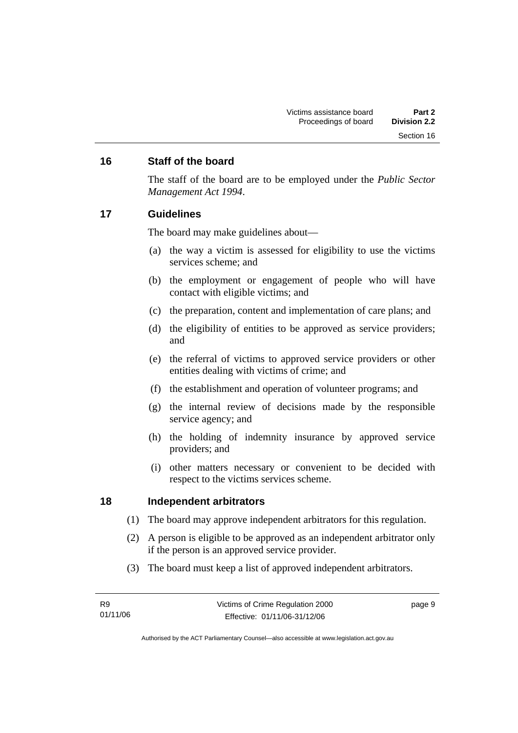## 16 Staff of the board

The staff of the board are to be employed under the *Public Sector Management Act 1994*.

## 17 Guidelines

The board may make guidelines about—

(a) the way a victim is assessed for eligibility to use the victims services scheme; and

(b) the employment or engagement of people who will have contact with eligible victims; and

(c) the preparation, content and implementation of care plans; and

(d) the eligibility of entities to be approved as service providers; and

(e) the referral of victims to approved service providers or other entities dealing with victims of crime; and

(f) the establishment and operation of volunteer programs; and

(g) the internal review of decisions made by the responsible service agency; and

(h) the holding of indemnity insurance by approved service providers; and

(i) other matters necessary or convenient to be decided with respect to the victims services scheme.

## 18 Independent arbitrators

(1) The board may approve independent arbitrators for this regulation.

(2) A person is eligible to be approved as an independent arbitrator only if the person is an approved service provider.

(3) The board must keep a list of approved independent arbitrators.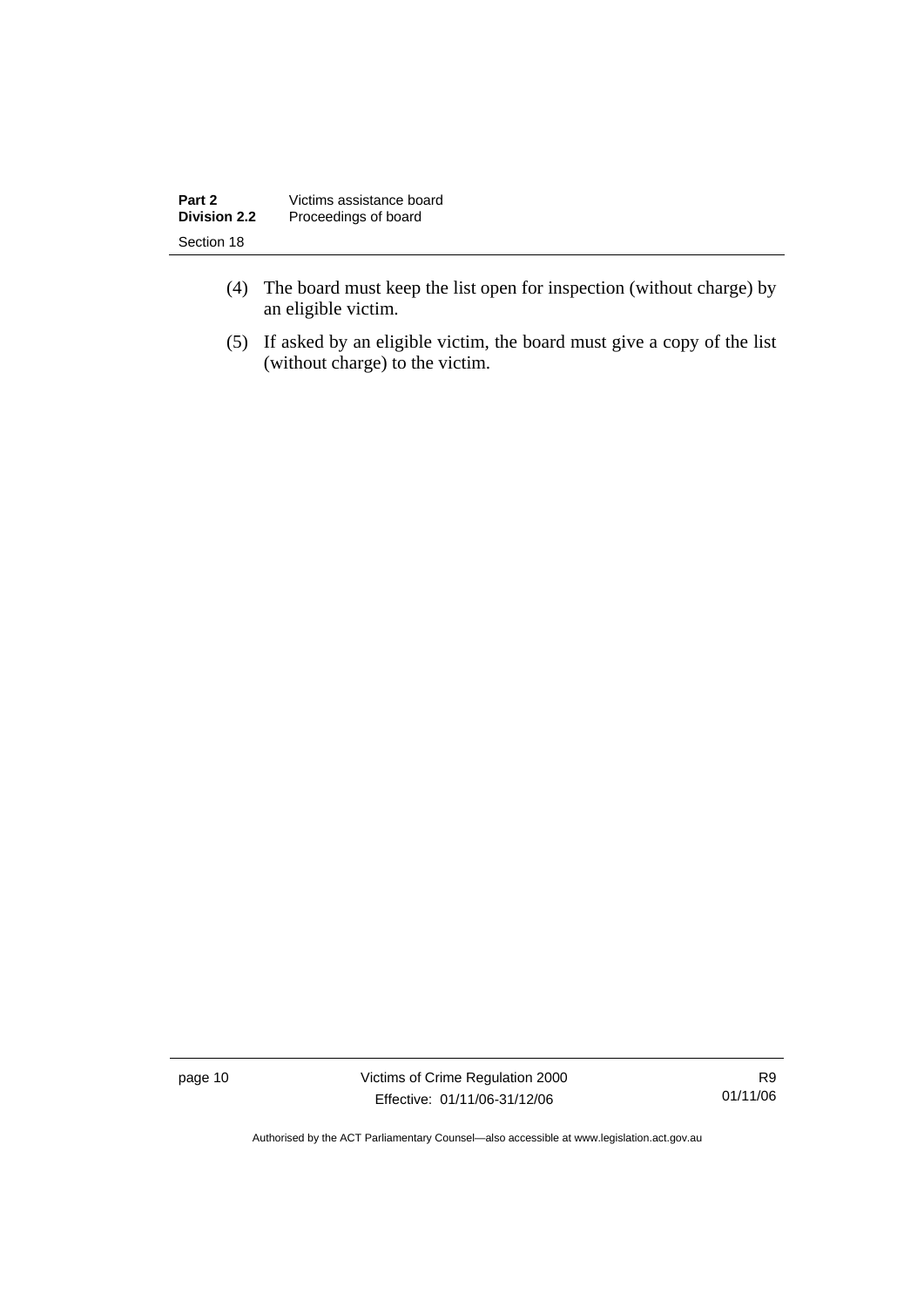(4) The board must keep the list open for inspection (without charge) by an eligible victim.

(5) If asked by an eligible victim, the board must give a copy of the list (without charge) to the victim.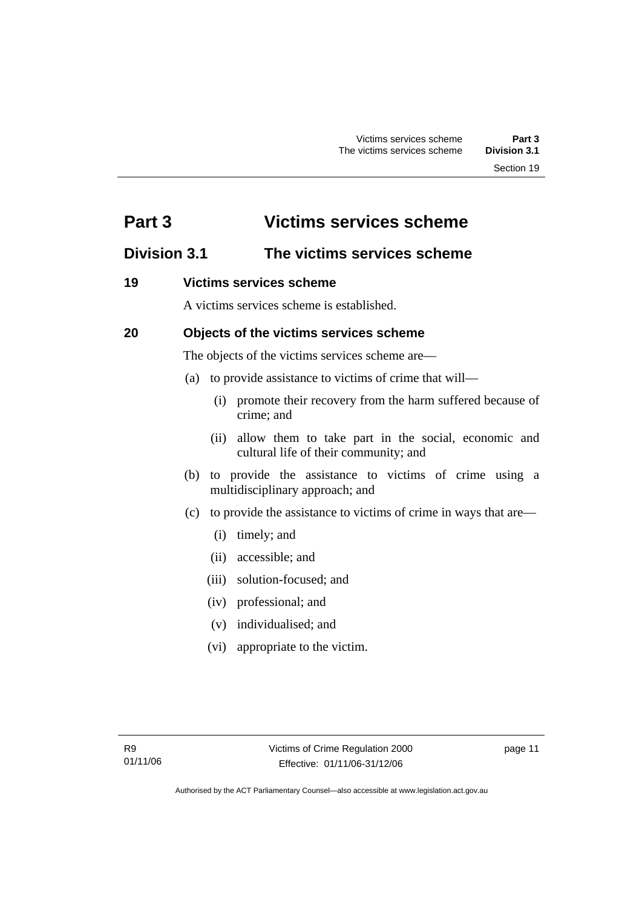# Part 3 Victims services scheme

## Division 3.1 The victims services scheme

### 19 Victims services scheme

A victims services scheme is established.

### 20 Objects of the victims services scheme

The objects of the victims services scheme are—

(a) to provide assistance to victims of crime that will—

  (i) promote their recovery from the harm suffered because of crime; and

  (ii) allow them to take part in the social, economic and cultural life of their community; and

(b) to provide the assistance to victims of crime using a multidisciplinary approach; and

(c) to provide the assistance to victims of crime in ways that are—

  (i) timely; and

  (ii) accessible; and

  (iii) solution-focused; and

  (iv) professional; and

  (v) individualised; and

  (vi) appropriate to the victim.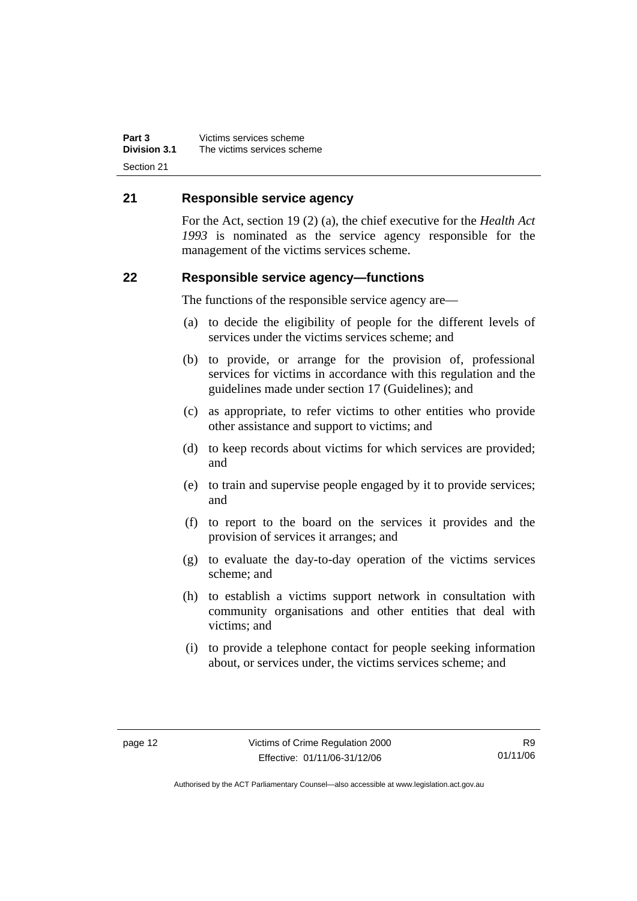## 21 Responsible service agency

For the Act, section 19 (2) (a), the chief executive for the *Health Act 1993* is nominated as the service agency responsible for the management of the victims services scheme.

## 22 Responsible service agency—functions

The functions of the responsible service agency are—

(a) to decide the eligibility of people for the different levels of services under the victims services scheme; and

(b) to provide, or arrange for the provision of, professional services for victims in accordance with this regulation and the guidelines made under section 17 (Guidelines); and

(c) as appropriate, to refer victims to other entities who provide other assistance and support to victims; and

(d) to keep records about victims for which services are provided; and

(e) to train and supervise people engaged by it to provide services; and

(f) to report to the board on the services it provides and the provision of services it arranges; and

(g) to evaluate the day-to-day operation of the victims services scheme; and

(h) to establish a victims support network in consultation with community organisations and other entities that deal with victims; and

(i) to provide a telephone contact for people seeking information about, or services under, the victims services scheme; and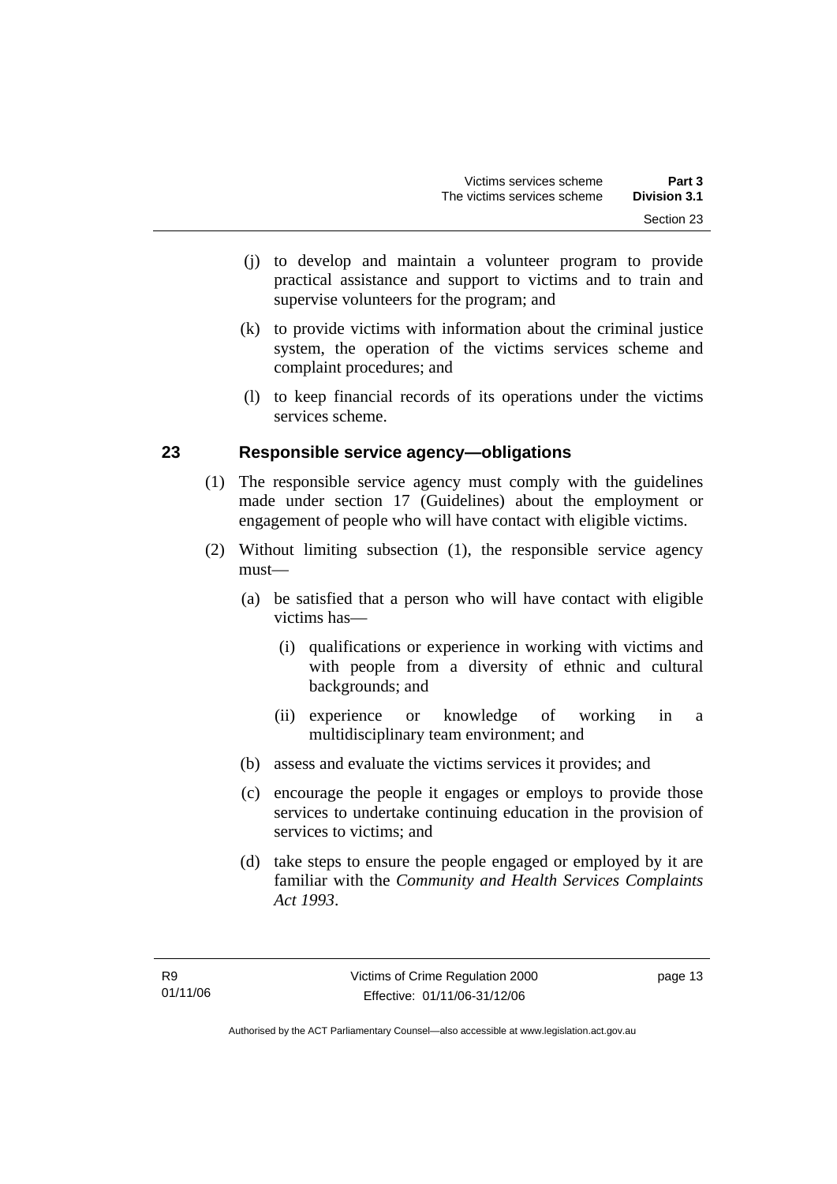(j) to develop and maintain a volunteer program to provide practical assistance and support to victims and to train and supervise volunteers for the program; and

(k) to provide victims with information about the criminal justice system, the operation of the victims services scheme and complaint procedures; and

(l) to keep financial records of its operations under the victims services scheme.

## 23 Responsible service agency—obligations

(1) The responsible service agency must comply with the guidelines made under section 17 (Guidelines) about the employment or engagement of people who will have contact with eligible victims.

(2) Without limiting subsection (1), the responsible service agency must—

(a) be satisfied that a person who will have contact with eligible victims has—

(i) qualifications or experience in working with victims and with people from a diversity of ethnic and cultural backgrounds; and

(ii) experience or knowledge of working in a multidisciplinary team environment; and

(b) assess and evaluate the victims services it provides; and

(c) encourage the people it engages or employs to provide those services to undertake continuing education in the provision of services to victims; and

(d) take steps to ensure the people engaged or employed by it are familiar with the *Community and Health Services Complaints Act 1993*.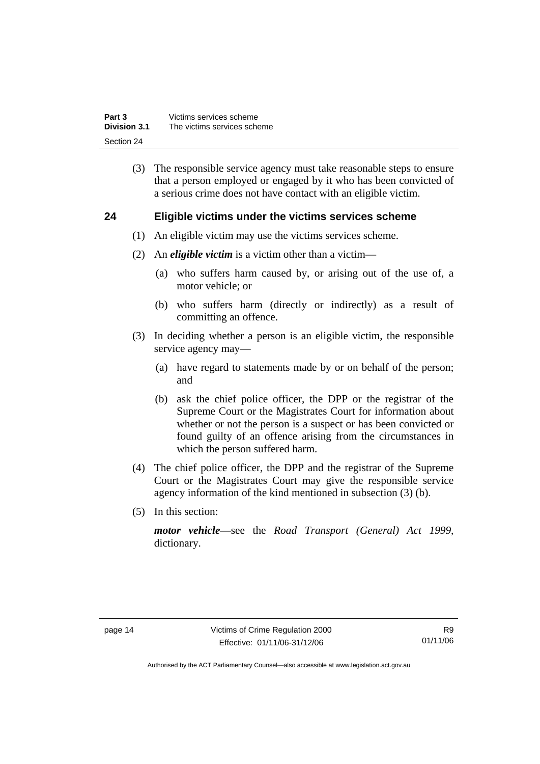(3) The responsible service agency must take reasonable steps to ensure that a person employed or engaged by it who has been convicted of a serious crime does not have contact with an eligible victim.

## 24 Eligible victims under the victims services scheme

(1) An eligible victim may use the victims services scheme.

(2) An ***eligible victim*** is a victim other than a victim—

(a) who suffers harm caused by, or arising out of the use of, a motor vehicle; or

(b) who suffers harm (directly or indirectly) as a result of committing an offence.

(3) In deciding whether a person is an eligible victim, the responsible service agency may—

(a) have regard to statements made by or on behalf of the person; and

(b) ask the chief police officer, the DPP or the registrar of the Supreme Court or the Magistrates Court for information about whether or not the person is a suspect or has been convicted or found guilty of an offence arising from the circumstances in which the person suffered harm.

(4) The chief police officer, the DPP and the registrar of the Supreme Court or the Magistrates Court may give the responsible service agency information of the kind mentioned in subsection (3) (b).

(5) In this section:

***motor vehicle***—see the *Road Transport (General) Act 1999*, dictionary.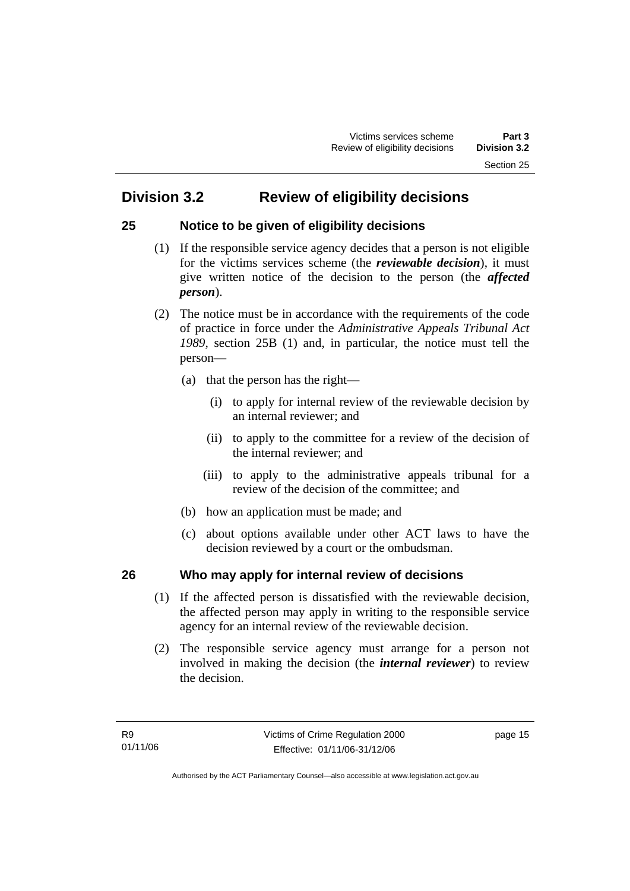## Division 3.2 Review of eligibility decisions

### 25 Notice to be given of eligibility decisions

(1) If the responsible service agency decides that a person is not eligible for the victims services scheme (the ***reviewable decision***), it must give written notice of the decision to the person (the ***affected person***).

(2) The notice must be in accordance with the requirements of the code of practice in force under the *Administrative Appeals Tribunal Act 1989*, section 25B (1) and, in particular, the notice must tell the person—

(a) that the person has the right—

(i) to apply for internal review of the reviewable decision by an internal reviewer; and

(ii) to apply to the committee for a review of the decision of the internal reviewer; and

(iii) to apply to the administrative appeals tribunal for a review of the decision of the committee; and

(b) how an application must be made; and

(c) about options available under other ACT laws to have the decision reviewed by a court or the ombudsman.

### 26 Who may apply for internal review of decisions

(1) If the affected person is dissatisfied with the reviewable decision, the affected person may apply in writing to the responsible service agency for an internal review of the reviewable decision.

(2) The responsible service agency must arrange for a person not involved in making the decision (the ***internal reviewer***) to review the decision.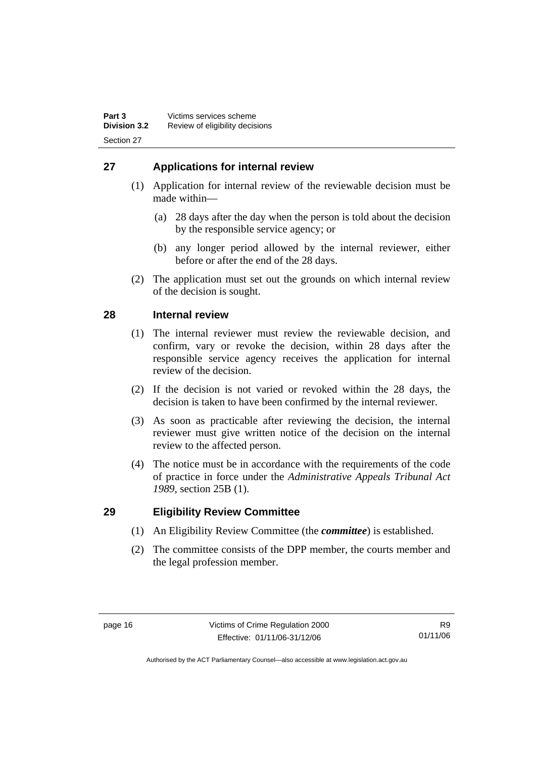## 27 Applications for internal review

(1) Application for internal review of the reviewable decision must be made within—

(a) 28 days after the day when the person is told about the decision by the responsible service agency; or

(b) any longer period allowed by the internal reviewer, either before or after the end of the 28 days.

(2) The application must set out the grounds on which internal review of the decision is sought.

## 28 Internal review

(1) The internal reviewer must review the reviewable decision, and confirm, vary or revoke the decision, within 28 days after the responsible service agency receives the application for internal review of the decision.

(2) If the decision is not varied or revoked within the 28 days, the decision is taken to have been confirmed by the internal reviewer.

(3) As soon as practicable after reviewing the decision, the internal reviewer must give written notice of the decision on the internal review to the affected person.

(4) The notice must be in accordance with the requirements of the code of practice in force under the *Administrative Appeals Tribunal Act 1989*, section 25B (1).

## 29 Eligibility Review Committee

(1) An Eligibility Review Committee (the ***committee***) is established.

(2) The committee consists of the DPP member, the courts member and the legal profession member.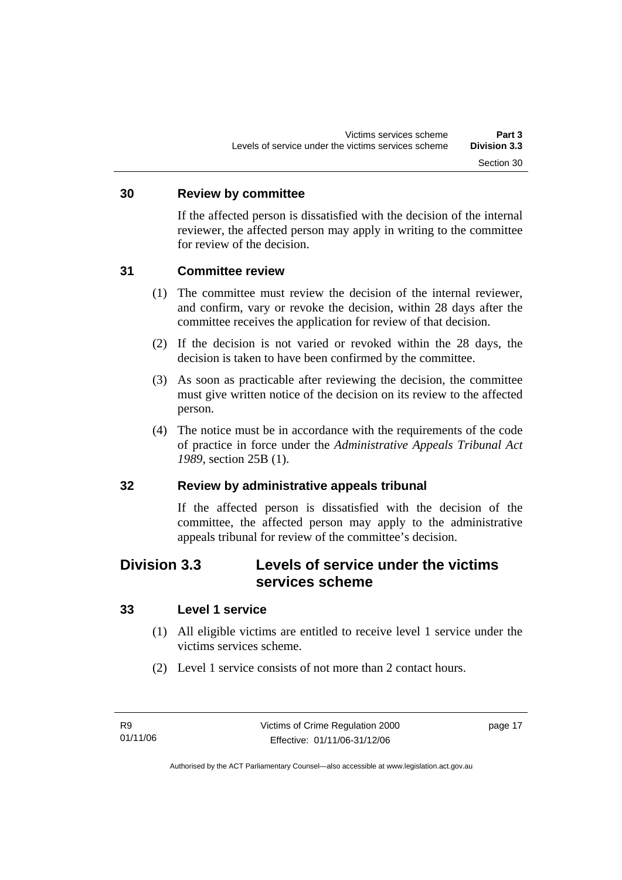### 30 Review by committee

If the affected person is dissatisfied with the decision of the internal reviewer, the affected person may apply in writing to the committee for review of the decision.

### 31 Committee review

(1) The committee must review the decision of the internal reviewer, and confirm, vary or revoke the decision, within 28 days after the committee receives the application for review of that decision.

(2) If the decision is not varied or revoked within the 28 days, the decision is taken to have been confirmed by the committee.

(3) As soon as practicable after reviewing the decision, the committee must give written notice of the decision on its review to the affected person.

(4) The notice must be in accordance with the requirements of the code of practice in force under the *Administrative Appeals Tribunal Act 1989*, section 25B (1).

### 32 Review by administrative appeals tribunal

If the affected person is dissatisfied with the decision of the committee, the affected person may apply to the administrative appeals tribunal for review of the committee's decision.

## Division 3.3 Levels of service under the victims services scheme

### 33 Level 1 service

(1) All eligible victims are entitled to receive level 1 service under the victims services scheme.

(2) Level 1 service consists of not more than 2 contact hours.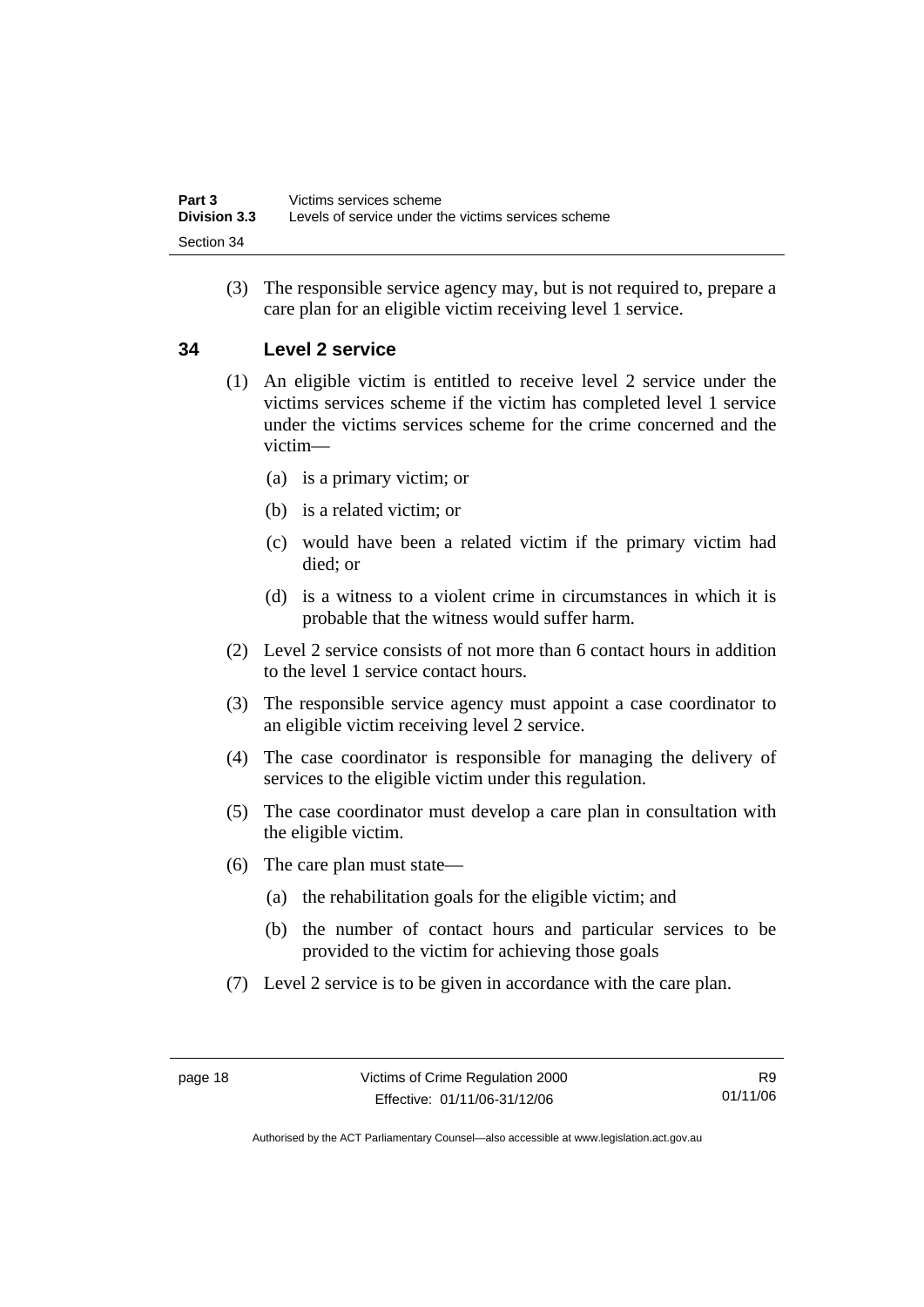(3) The responsible service agency may, but is not required to, prepare a care plan for an eligible victim receiving level 1 service.

## 34 Level 2 service

(1) An eligible victim is entitled to receive level 2 service under the victims services scheme if the victim has completed level 1 service under the victims services scheme for the crime concerned and the victim—

(a) is a primary victim; or

(b) is a related victim; or

(c) would have been a related victim if the primary victim had died; or

(d) is a witness to a violent crime in circumstances in which it is probable that the witness would suffer harm.

(2) Level 2 service consists of not more than 6 contact hours in addition to the level 1 service contact hours.

(3) The responsible service agency must appoint a case coordinator to an eligible victim receiving level 2 service.

(4) The case coordinator is responsible for managing the delivery of services to the eligible victim under this regulation.

(5) The case coordinator must develop a care plan in consultation with the eligible victim.

(6) The care plan must state—

(a) the rehabilitation goals for the eligible victim; and

(b) the number of contact hours and particular services to be provided to the victim for achieving those goals

(7) Level 2 service is to be given in accordance with the care plan.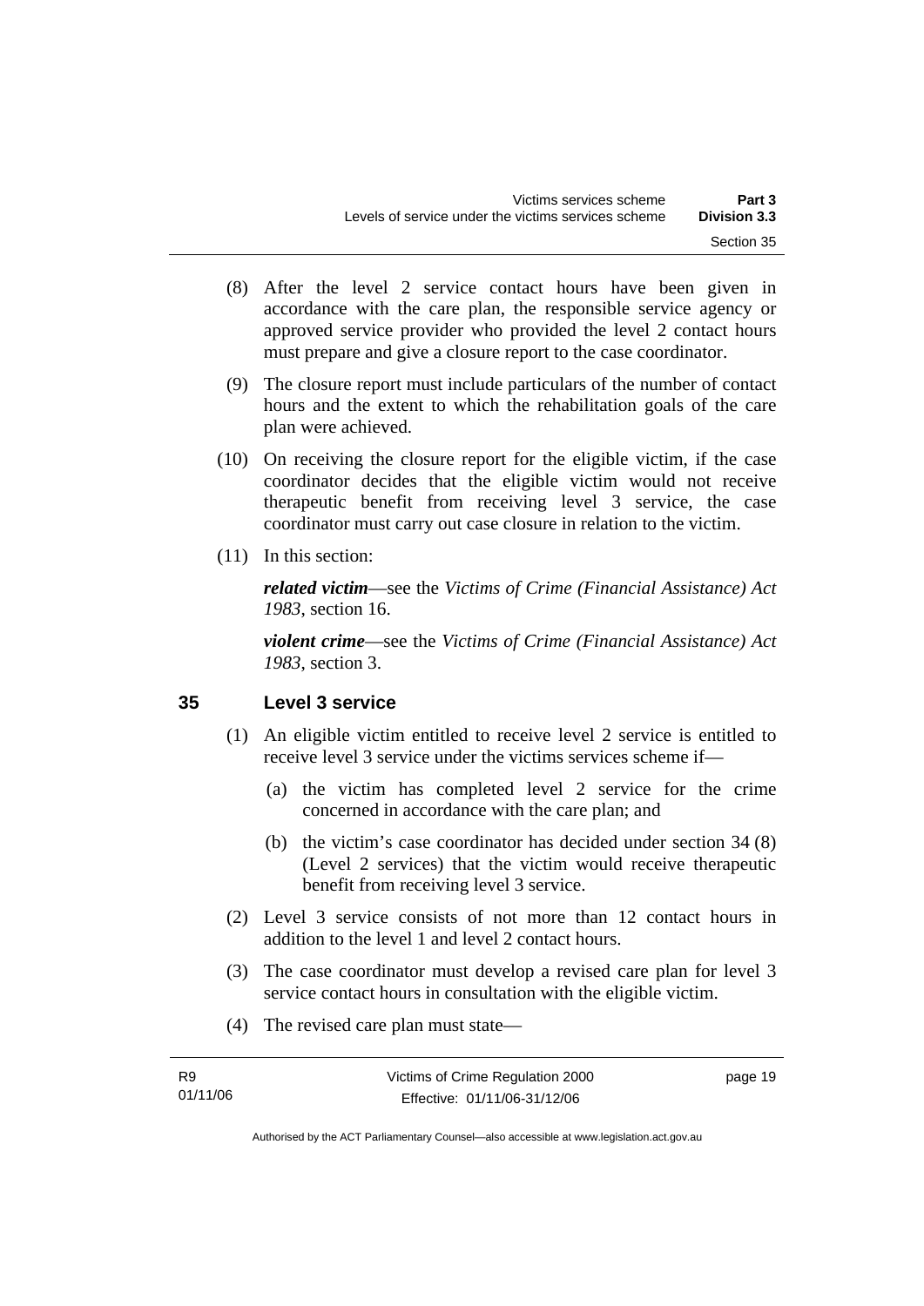(8) After the level 2 service contact hours have been given in accordance with the care plan, the responsible service agency or approved service provider who provided the level 2 contact hours must prepare and give a closure report to the case coordinator.

(9) The closure report must include particulars of the number of contact hours and the extent to which the rehabilitation goals of the care plan were achieved.

(10) On receiving the closure report for the eligible victim, if the case coordinator decides that the eligible victim would not receive therapeutic benefit from receiving level 3 service, the case coordinator must carry out case closure in relation to the victim.

(11) In this section:

***related victim***—see the *Victims of Crime (Financial Assistance) Act 1983*, section 16.

***violent crime***—see the *Victims of Crime (Financial Assistance) Act 1983*, section 3.

## 35 Level 3 service

(1) An eligible victim entitled to receive level 2 service is entitled to receive level 3 service under the victims services scheme if—

(a) the victim has completed level 2 service for the crime concerned in accordance with the care plan; and

(b) the victim's case coordinator has decided under section 34 (8) (Level 2 services) that the victim would receive therapeutic benefit from receiving level 3 service.

(2) Level 3 service consists of not more than 12 contact hours in addition to the level 1 and level 2 contact hours.

(3) The case coordinator must develop a revised care plan for level 3 service contact hours in consultation with the eligible victim.

(4) The revised care plan must state—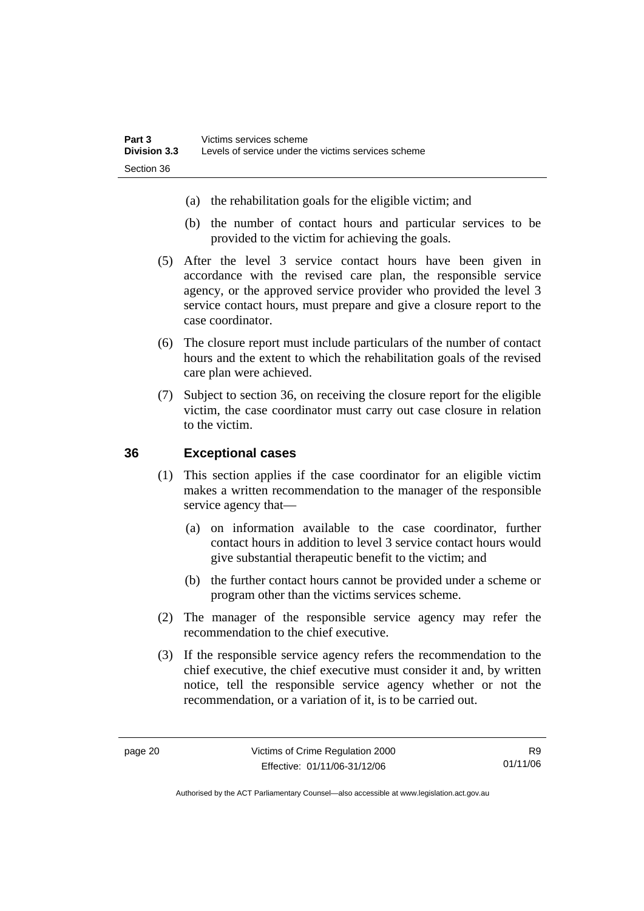(a) the rehabilitation goals for the eligible victim; and

(b) the number of contact hours and particular services to be provided to the victim for achieving the goals.

(5) After the level 3 service contact hours have been given in accordance with the revised care plan, the responsible service agency, or the approved service provider who provided the level 3 service contact hours, must prepare and give a closure report to the case coordinator.

(6) The closure report must include particulars of the number of contact hours and the extent to which the rehabilitation goals of the revised care plan were achieved.

(7) Subject to section 36, on receiving the closure report for the eligible victim, the case coordinator must carry out case closure in relation to the victim.

## 36 Exceptional cases

(1) This section applies if the case coordinator for an eligible victim makes a written recommendation to the manager of the responsible service agency that—

(a) on information available to the case coordinator, further contact hours in addition to level 3 service contact hours would give substantial therapeutic benefit to the victim; and

(b) the further contact hours cannot be provided under a scheme or program other than the victims services scheme.

(2) The manager of the responsible service agency may refer the recommendation to the chief executive.

(3) If the responsible service agency refers the recommendation to the chief executive, the chief executive must consider it and, by written notice, tell the responsible service agency whether or not the recommendation, or a variation of it, is to be carried out.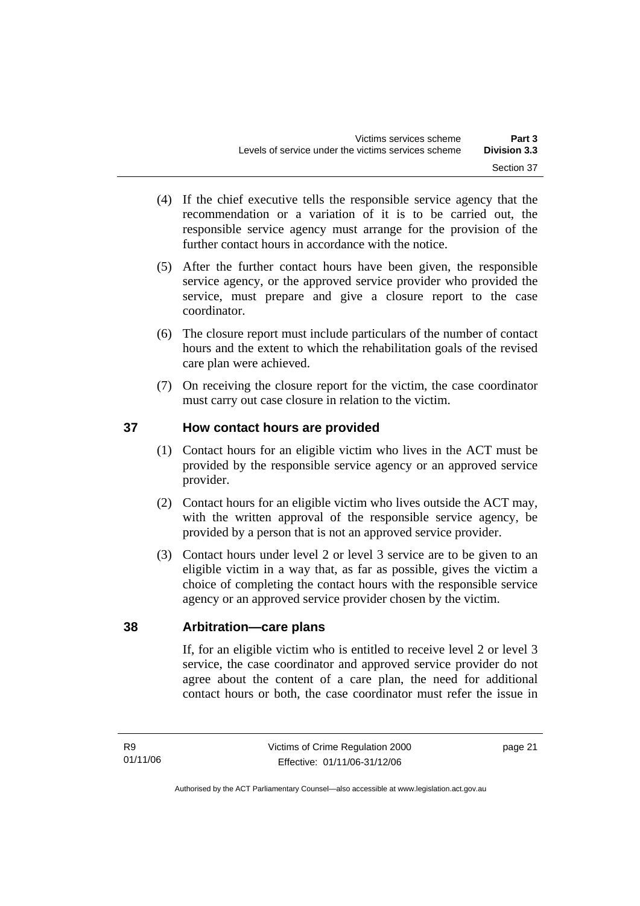(4) If the chief executive tells the responsible service agency that the recommendation or a variation of it is to be carried out, the responsible service agency must arrange for the provision of the further contact hours in accordance with the notice.

(5) After the further contact hours have been given, the responsible service agency, or the approved service provider who provided the service, must prepare and give a closure report to the case coordinator.

(6) The closure report must include particulars of the number of contact hours and the extent to which the rehabilitation goals of the revised care plan were achieved.

(7) On receiving the closure report for the victim, the case coordinator must carry out case closure in relation to the victim.

## 37 How contact hours are provided

(1) Contact hours for an eligible victim who lives in the ACT must be provided by the responsible service agency or an approved service provider.

(2) Contact hours for an eligible victim who lives outside the ACT may, with the written approval of the responsible service agency, be provided by a person that is not an approved service provider.

(3) Contact hours under level 2 or level 3 service are to be given to an eligible victim in a way that, as far as possible, gives the victim a choice of completing the contact hours with the responsible service agency or an approved service provider chosen by the victim.

## 38 Arbitration—care plans

If, for an eligible victim who is entitled to receive level 2 or level 3 service, the case coordinator and approved service provider do not agree about the content of a care plan, the need for additional contact hours or both, the case coordinator must refer the issue in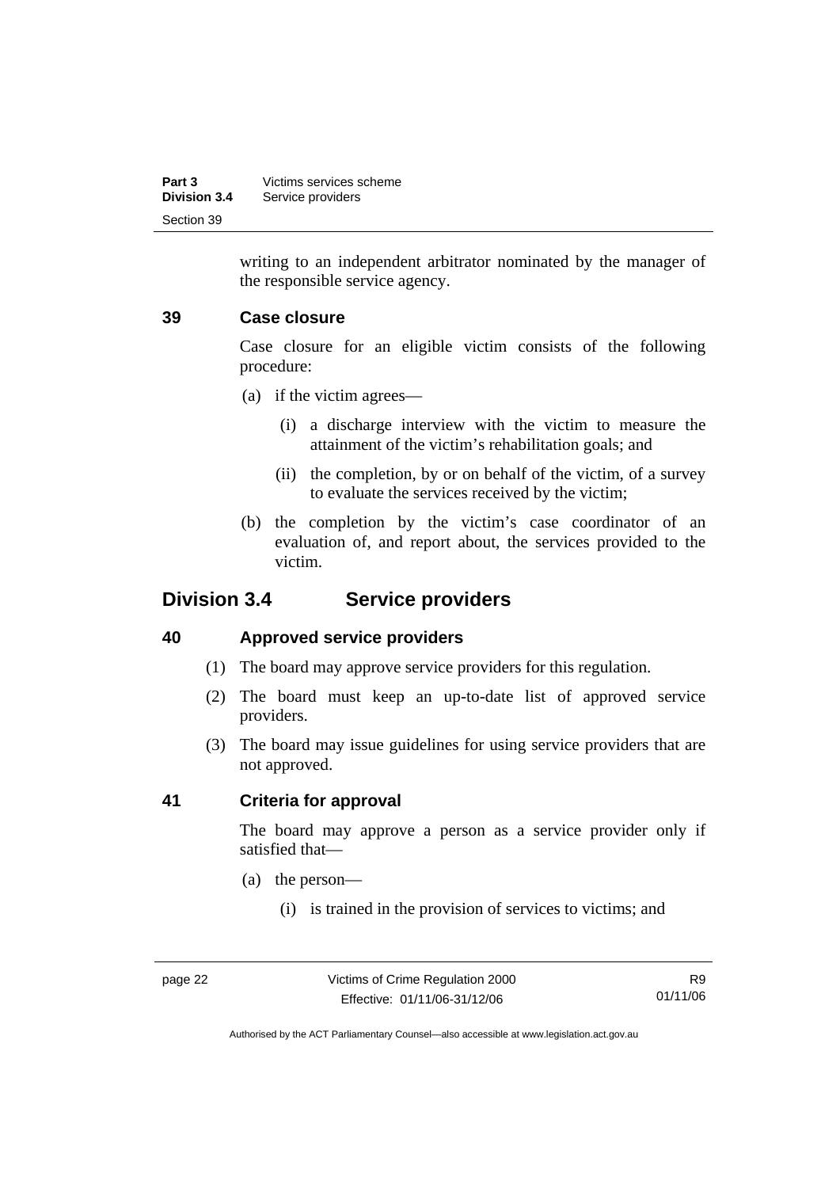writing to an independent arbitrator nominated by the manager of the responsible service agency.

### 39 Case closure

Case closure for an eligible victim consists of the following procedure:

(a) if the victim agrees—

 (i) a discharge interview with the victim to measure the attainment of the victim's rehabilitation goals; and

 (ii) the completion, by or on behalf of the victim, of a survey to evaluate the services received by the victim;

(b) the completion by the victim's case coordinator of an evaluation of, and report about, the services provided to the victim.

## Division 3.4 Service providers

### 40 Approved service providers

(1) The board may approve service providers for this regulation.

(2) The board must keep an up-to-date list of approved service providers.

(3) The board may issue guidelines for using service providers that are not approved.

### 41 Criteria for approval

The board may approve a person as a service provider only if satisfied that—

(a) the person—

 (i) is trained in the provision of services to victims; and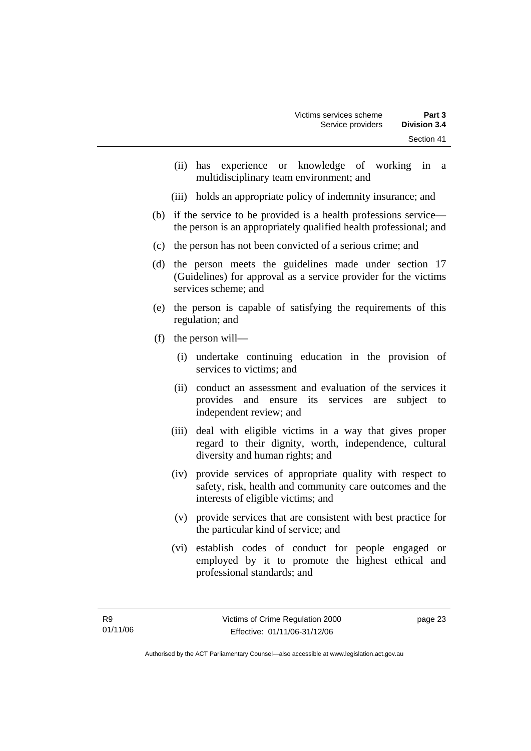(ii) has experience or knowledge of working in a multidisciplinary team environment; and

(iii) holds an appropriate policy of indemnity insurance; and

(b) if the service to be provided is a health professions service—the person is an appropriately qualified health professional; and

(c) the person has not been convicted of a serious crime; and

(d) the person meets the guidelines made under section 17 (Guidelines) for approval as a service provider for the victims services scheme; and

(e) the person is capable of satisfying the requirements of this regulation; and

(f) the person will—

(i) undertake continuing education in the provision of services to victims; and

(ii) conduct an assessment and evaluation of the services it provides and ensure its services are subject to independent review; and

(iii) deal with eligible victims in a way that gives proper regard to their dignity, worth, independence, cultural diversity and human rights; and

(iv) provide services of appropriate quality with respect to safety, risk, health and community care outcomes and the interests of eligible victims; and

(v) provide services that are consistent with best practice for the particular kind of service; and

(vi) establish codes of conduct for people engaged or employed by it to promote the highest ethical and professional standards; and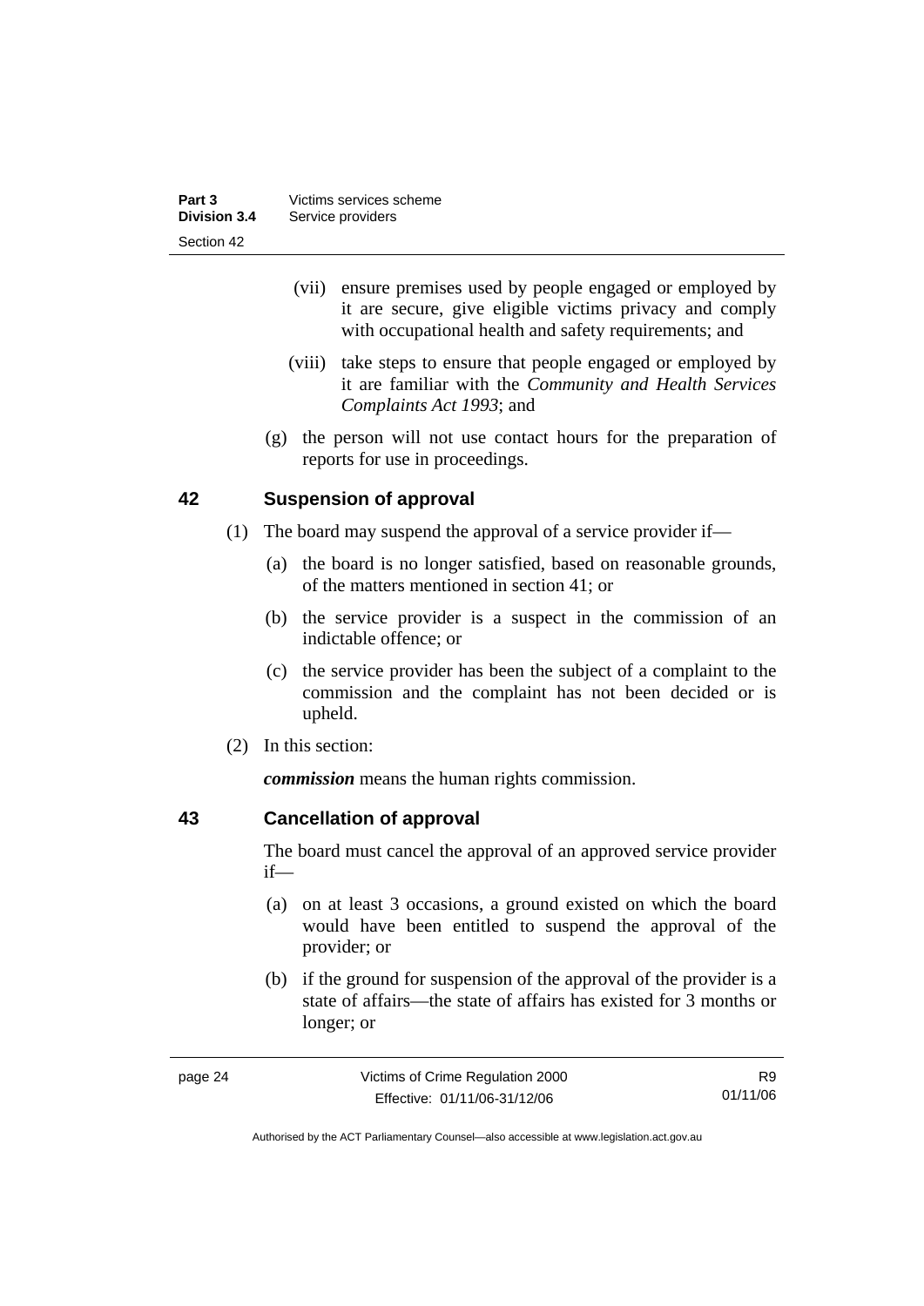(vii) ensure premises used by people engaged or employed by it are secure, give eligible victims privacy and comply with occupational health and safety requirements; and

(viii) take steps to ensure that people engaged or employed by it are familiar with the *Community and Health Services Complaints Act 1993*; and

(g) the person will not use contact hours for the preparation of reports for use in proceedings.

## 42 Suspension of approval

(1) The board may suspend the approval of a service provider if—

(a) the board is no longer satisfied, based on reasonable grounds, of the matters mentioned in section 41; or

(b) the service provider is a suspect in the commission of an indictable offence; or

(c) the service provider has been the subject of a complaint to the commission and the complaint has not been decided or is upheld.

(2) In this section:

***commission*** means the human rights commission.

## 43 Cancellation of approval

The board must cancel the approval of an approved service provider if—

(a) on at least 3 occasions, a ground existed on which the board would have been entitled to suspend the approval of the provider; or

(b) if the ground for suspension of the approval of the provider is a state of affairs—the state of affairs has existed for 3 months or longer; or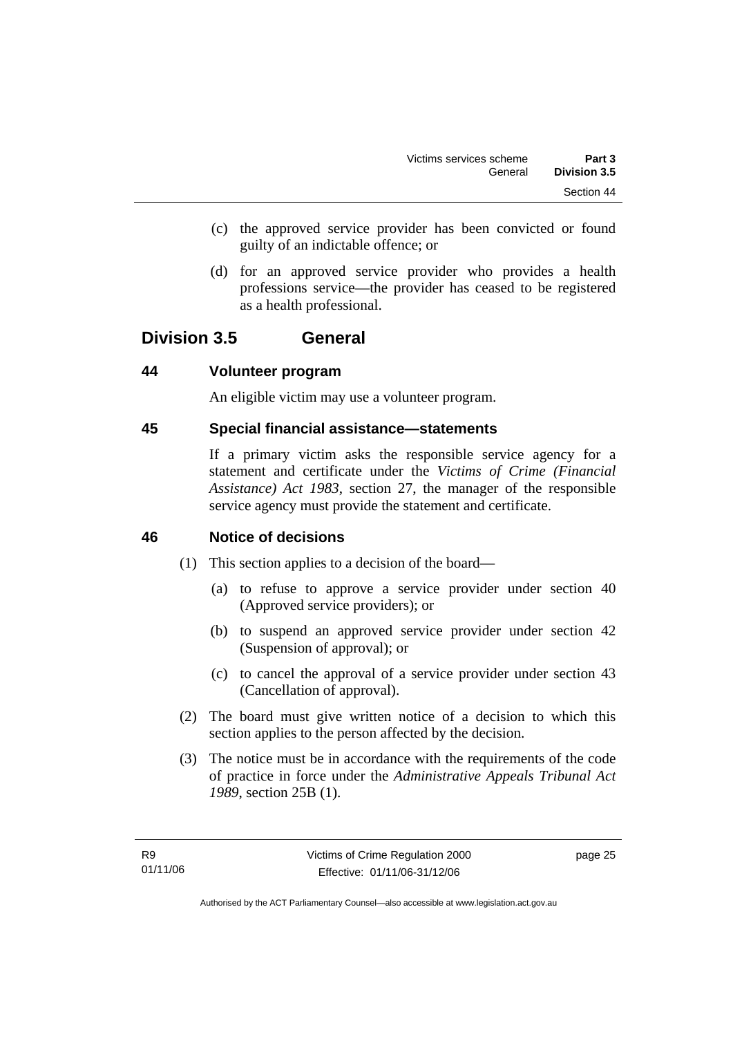(c) the approved service provider has been convicted or found guilty of an indictable offence; or

(d) for an approved service provider who provides a health professions service—the provider has ceased to be registered as a health professional.

## Division 3.5 General

### 44 Volunteer program

An eligible victim may use a volunteer program.

### 45 Special financial assistance—statements

If a primary victim asks the responsible service agency for a statement and certificate under the *Victims of Crime (Financial Assistance) Act 1983*, section 27, the manager of the responsible service agency must provide the statement and certificate.

### 46 Notice of decisions

(1) This section applies to a decision of the board—

(a) to refuse to approve a service provider under section 40 (Approved service providers); or

(b) to suspend an approved service provider under section 42 (Suspension of approval); or

(c) to cancel the approval of a service provider under section 43 (Cancellation of approval).

(2) The board must give written notice of a decision to which this section applies to the person affected by the decision.

(3) The notice must be in accordance with the requirements of the code of practice in force under the *Administrative Appeals Tribunal Act 1989*, section 25B (1).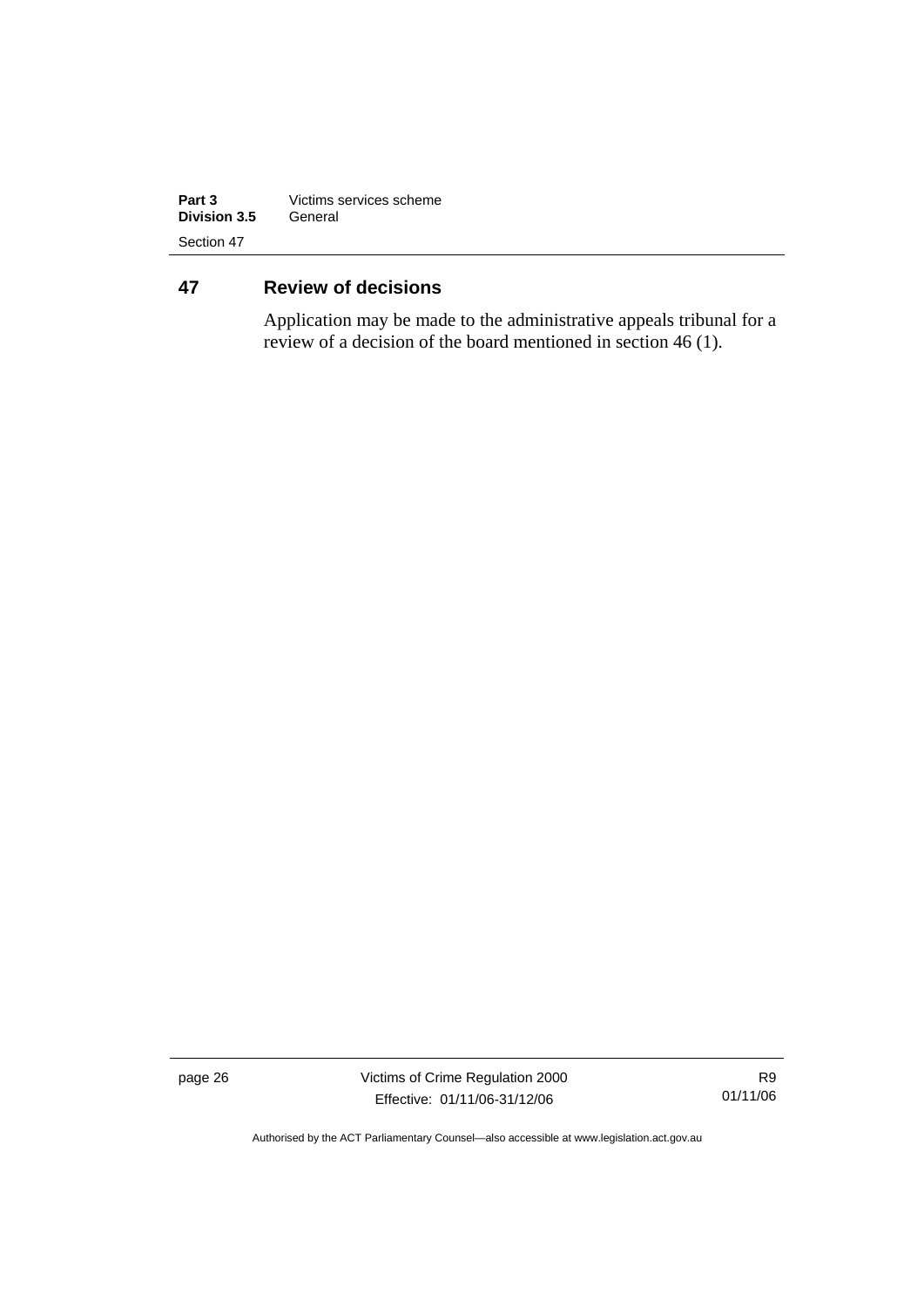## 47 Review of decisions

Application may be made to the administrative appeals tribunal for a review of a decision of the board mentioned in section 46 (1).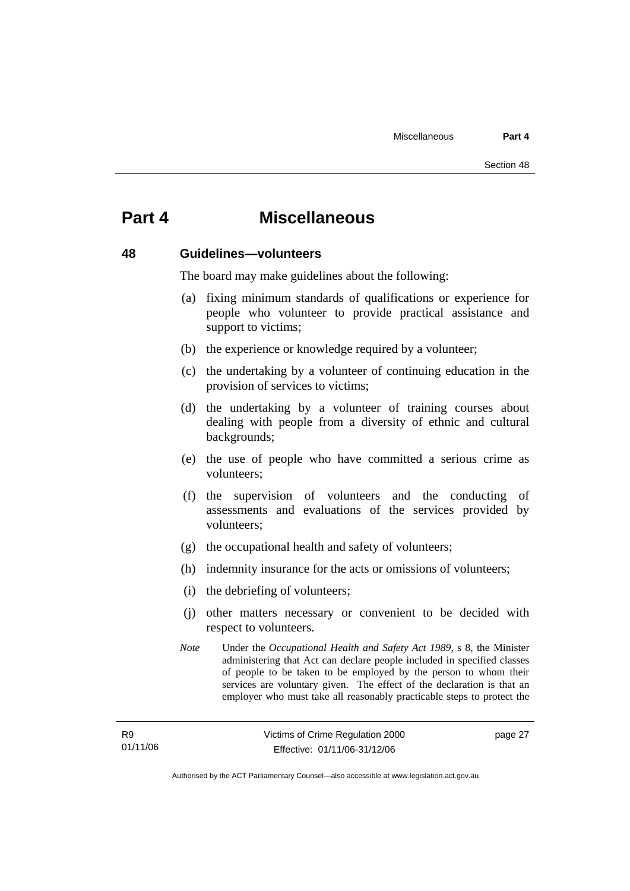# Part 4 Miscellaneous

## 48 Guidelines—volunteers

The board may make guidelines about the following:

(a) fixing minimum standards of qualifications or experience for people who volunteer to provide practical assistance and support to victims;

(b) the experience or knowledge required by a volunteer;

(c) the undertaking by a volunteer of continuing education in the provision of services to victims;

(d) the undertaking by a volunteer of training courses about dealing with people from a diversity of ethnic and cultural backgrounds;

(e) the use of people who have committed a serious crime as volunteers;

(f) the supervision of volunteers and the conducting of assessments and evaluations of the services provided by volunteers;

(g) the occupational health and safety of volunteers;

(h) indemnity insurance for the acts or omissions of volunteers;

(i) the debriefing of volunteers;

(j) other matters necessary or convenient to be decided with respect to volunteers.

*Note* Under the *Occupational Health and Safety Act 1989*, s 8, the Minister administering that Act can declare people included in specified classes of people to be taken to be employed by the person to whom their services are voluntary given. The effect of the declaration is that an employer who must take all reasonably practicable steps to protect the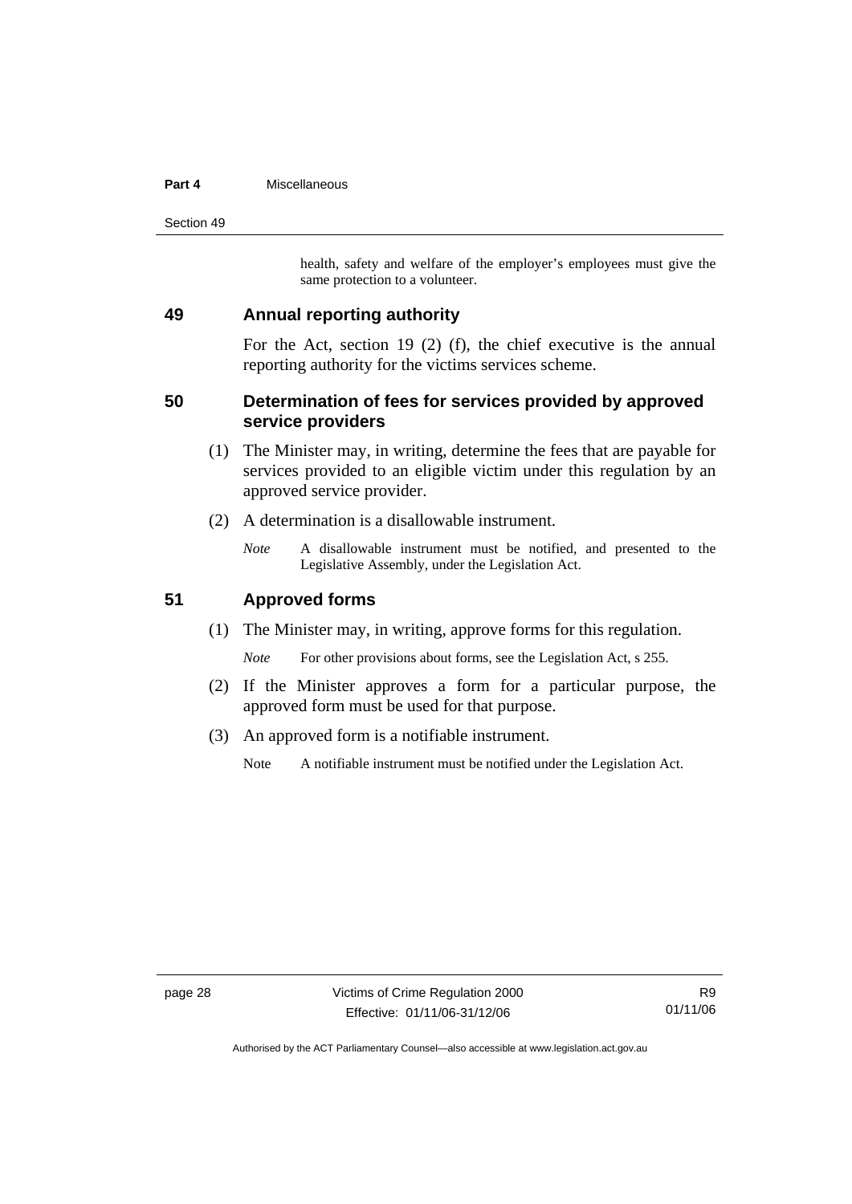health, safety and welfare of the employer's employees must give the same protection to a volunteer.

## 49 Annual reporting authority

For the Act, section 19 (2) (f), the chief executive is the annual reporting authority for the victims services scheme.

## 50 Determination of fees for services provided by approved service providers

(1) The Minister may, in writing, determine the fees that are payable for services provided to an eligible victim under this regulation by an approved service provider.

(2) A determination is a disallowable instrument.

*Note* A disallowable instrument must be notified, and presented to the Legislative Assembly, under the Legislation Act.

## 51 Approved forms

(1) The Minister may, in writing, approve forms for this regulation.

*Note* For other provisions about forms, see the Legislation Act, s 255.

(2) If the Minister approves a form for a particular purpose, the approved form must be used for that purpose.

(3) An approved form is a notifiable instrument.

Note A notifiable instrument must be notified under the Legislation Act.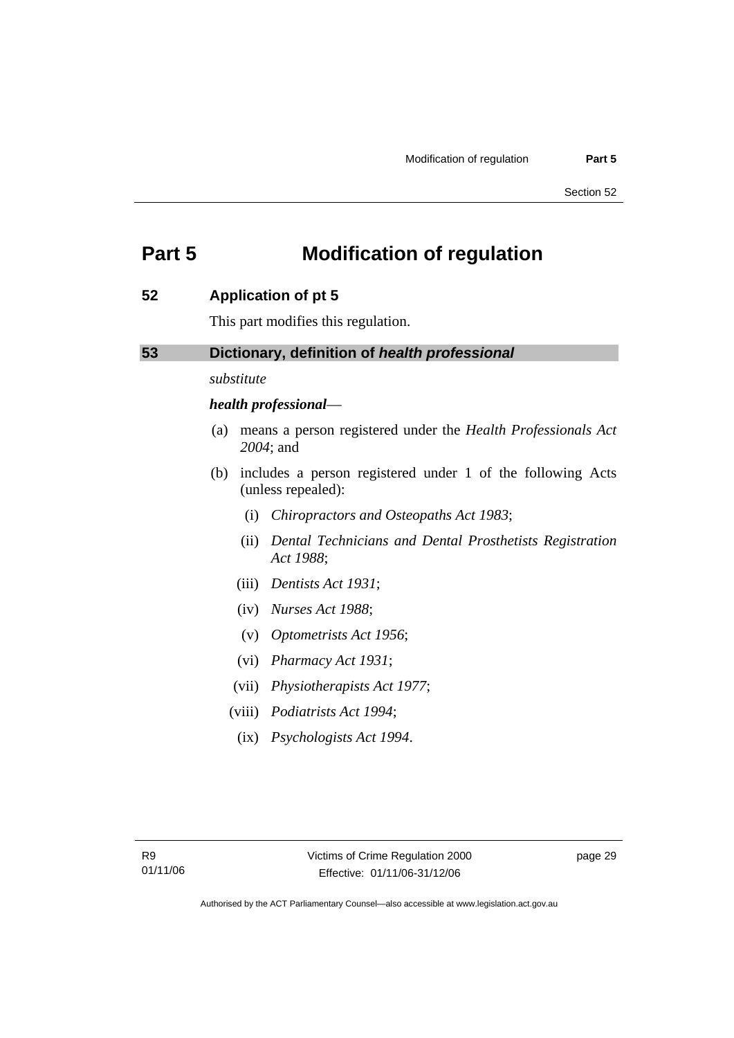# Part 5 Modification of regulation

## 52 Application of pt 5

This part modifies this regulation.

## 53 Dictionary, definition of *health professional*

*substitute*

***health professional***—

(a) means a person registered under the *Health Professionals Act 2004*; and

(b) includes a person registered under 1 of the following Acts (unless repealed):

  (i) *Chiropractors and Osteopaths Act 1983*;

  (ii) *Dental Technicians and Dental Prosthetists Registration Act 1988*;

  (iii) *Dentists Act 1931*;

  (iv) *Nurses Act 1988*;

  (v) *Optometrists Act 1956*;

  (vi) *Pharmacy Act 1931*;

  (vii) *Physiotherapists Act 1977*;

  (viii) *Podiatrists Act 1994*;

  (ix) *Psychologists Act 1994*.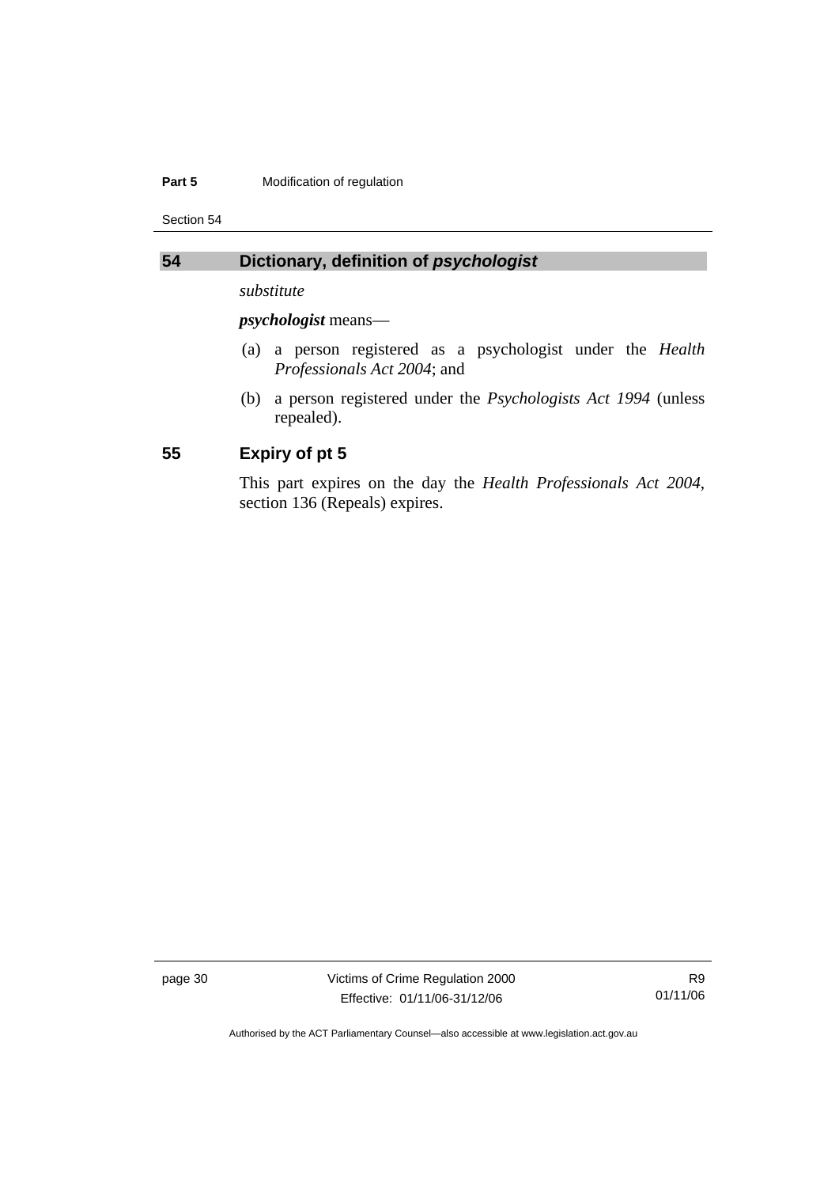## 54 Dictionary, definition of ***psychologist***

*substitute*

***psychologist*** means—

(a) a person registered as a psychologist under the *Health Professionals Act 2004*; and

(b) a person registered under the *Psychologists Act 1994* (unless repealed).

## 55 Expiry of pt 5

This part expires on the day the *Health Professionals Act 2004*, section 136 (Repeals) expires.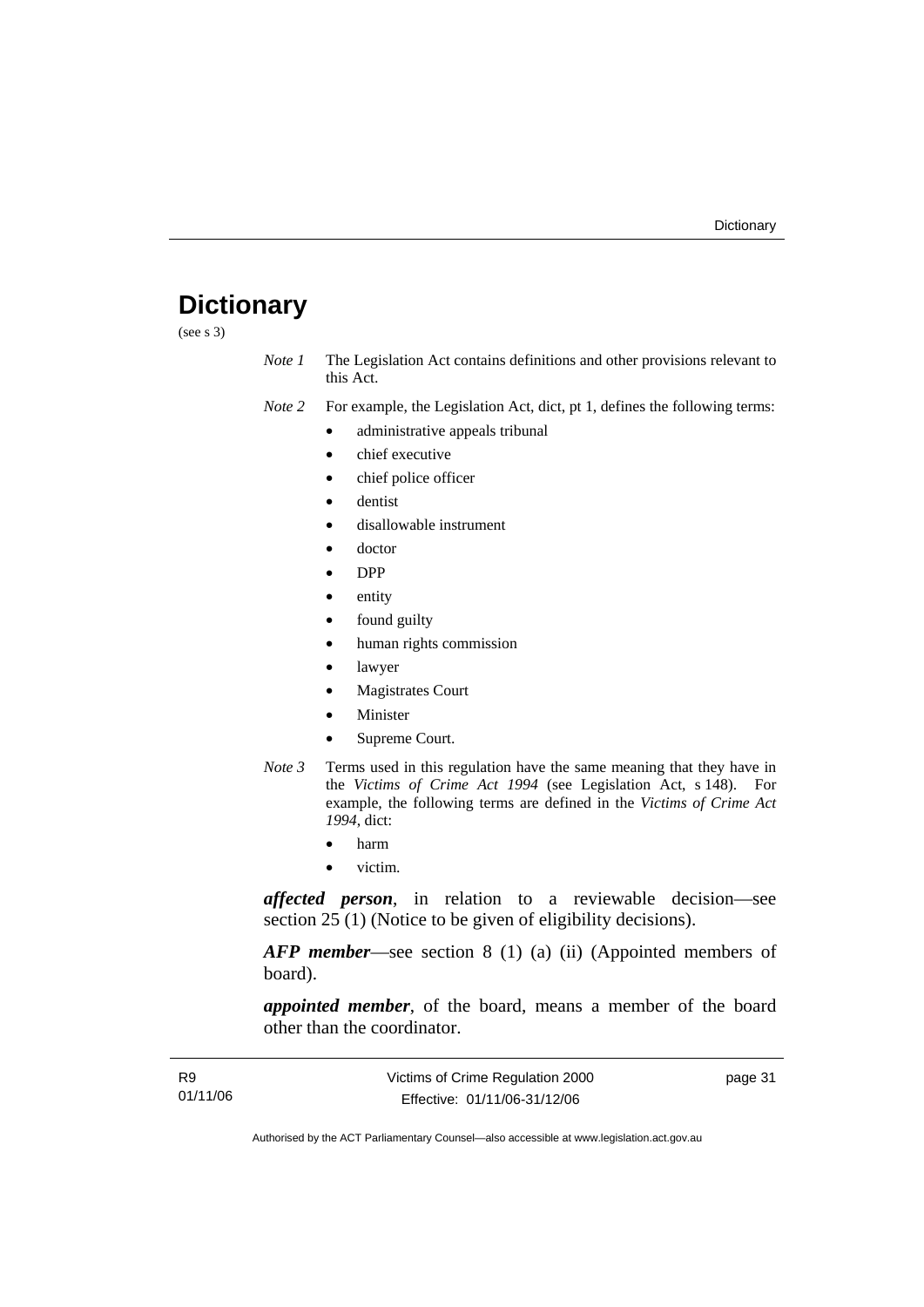# Dictionary

(see s 3)

*Note 1* The Legislation Act contains definitions and other provisions relevant to this Act.

*Note 2* For example, the Legislation Act, dict, pt 1, defines the following terms:

- administrative appeals tribunal
- chief executive
- chief police officer
- dentist
- disallowable instrument
- doctor
- DPP
- entity
- found guilty
- human rights commission
- lawyer
- Magistrates Court
- Minister
- Supreme Court.

*Note 3* Terms used in this regulation have the same meaning that they have in the *Victims of Crime Act 1994* (see Legislation Act, s 148). For example, the following terms are defined in the *Victims of Crime Act 1994*, dict:

- harm
- victim.

***affected person***, in relation to a reviewable decision—see section 25 (1) (Notice to be given of eligibility decisions).

***AFP member***—see section 8 (1) (a) (ii) (Appointed members of board).

***appointed member***, of the board, means a member of the board other than the coordinator.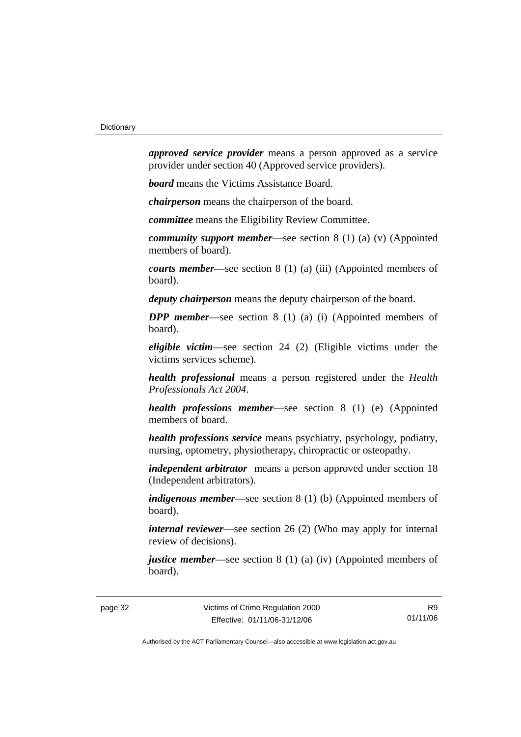***approved service provider*** means a person approved as a service provider under section 40 (Approved service providers).

***board*** means the Victims Assistance Board.

***chairperson*** means the chairperson of the board.

***committee*** means the Eligibility Review Committee.

***community support member***—see section 8 (1) (a) (v) (Appointed members of board).

***courts member***—see section 8 (1) (a) (iii) (Appointed members of board).

***deputy chairperson*** means the deputy chairperson of the board.

***DPP member***—see section 8 (1) (a) (i) (Appointed members of board).

***eligible victim***—see section 24 (2) (Eligible victims under the victims services scheme).

***health professional*** means a person registered under the *Health Professionals Act 2004*.

***health professions member***—see section 8 (1) (e) (Appointed members of board.

***health professions service*** means psychiatry, psychology, podiatry, nursing, optometry, physiotherapy, chiropractic or osteopathy.

***independent arbitrator*** means a person approved under section 18 (Independent arbitrators).

***indigenous member***—see section 8 (1) (b) (Appointed members of board).

***internal reviewer***—see section 26 (2) (Who may apply for internal review of decisions).

***justice member***—see section 8 (1) (a) (iv) (Appointed members of board).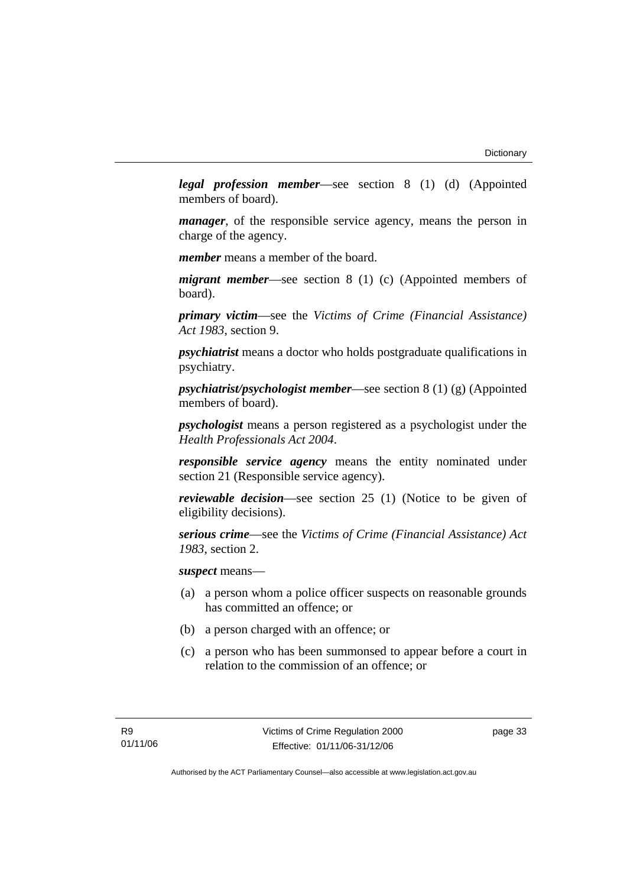***legal profession member***—see section 8 (1) (d) (Appointed members of board).

***manager***, of the responsible service agency, means the person in charge of the agency.

***member*** means a member of the board.

***migrant member***—see section 8 (1) (c) (Appointed members of board).

***primary victim***—see the *Victims of Crime (Financial Assistance) Act 1983*, section 9.

***psychiatrist*** means a doctor who holds postgraduate qualifications in psychiatry.

***psychiatrist/psychologist member***—see section 8 (1) (g) (Appointed members of board).

***psychologist*** means a person registered as a psychologist under the *Health Professionals Act 2004*.

***responsible service agency*** means the entity nominated under section 21 (Responsible service agency).

***reviewable decision***—see section 25 (1) (Notice to be given of eligibility decisions).

***serious crime***—see the *Victims of Crime (Financial Assistance) Act 1983*, section 2.

***suspect*** means—

(a) a person whom a police officer suspects on reasonable grounds has committed an offence; or

(b) a person charged with an offence; or

(c) a person who has been summonsed to appear before a court in relation to the commission of an offence; or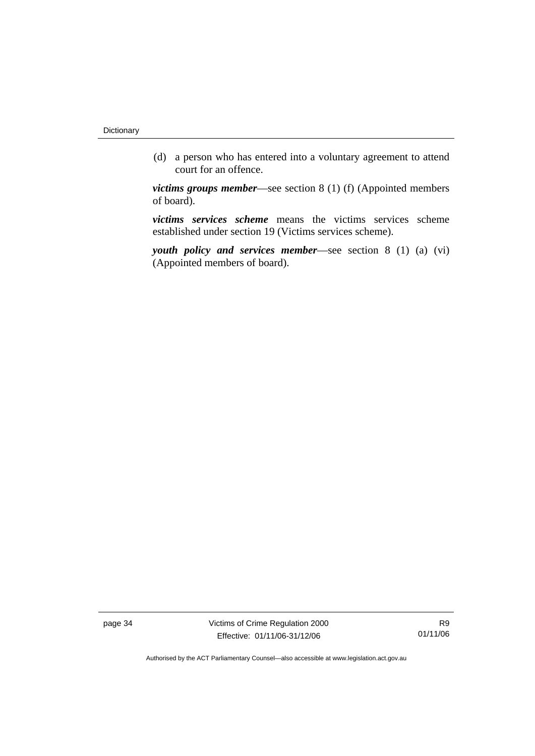(d) a person who has entered into a voluntary agreement to attend court for an offence.

***victims groups member***—see section 8 (1) (f) (Appointed members of board).

***victims services scheme*** means the victims services scheme established under section 19 (Victims services scheme).

***youth policy and services member***—see section 8 (1) (a) (vi) (Appointed members of board).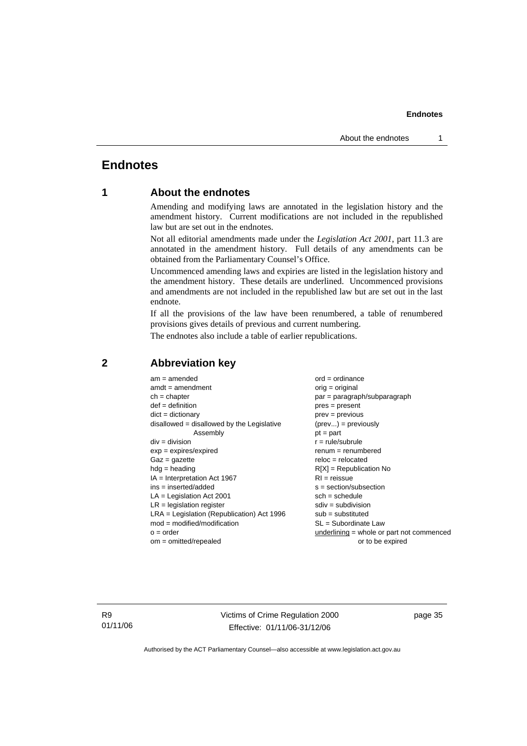# Endnotes

## 1 About the endnotes

Amending and modifying laws are annotated in the legislation history and the amendment history. Current modifications are not included in the republished law but are set out in the endnotes.

Not all editorial amendments made under the *Legislation Act 2001*, part 11.3 are annotated in the amendment history. Full details of any amendments can be obtained from the Parliamentary Counsel's Office.

Uncommenced amending laws and expiries are listed in the legislation history and the amendment history. These details are underlined. Uncommenced provisions and amendments are not included in the republished law but are set out in the last endnote.

If all the provisions of the law have been renumbered, a table of renumbered provisions gives details of previous and current numbering.

The endnotes also include a table of earlier republications.

## 2 Abbreviation key

am = amended
amdt = amendment
ch = chapter
def = definition
dict = dictionary
disallowed = disallowed by the Legislative Assembly
div = division
exp = expires/expired
Gaz = gazette
hdg = heading
IA = Interpretation Act 1967
ins = inserted/added
LA = Legislation Act 2001
LR = legislation register
LRA = Legislation (Republication) Act 1996
mod = modified/modification
o = order
om = omitted/repealed
ord = ordinance
orig = original
par = paragraph/subparagraph
pres = present
prev = previous
(prev...) = previously
pt = part
r = rule/subrule
renum = renumbered
reloc = relocated
R[X] = Republication No
RI = reissue
s = section/subsection
sch = schedule
sdiv = subdivision
sub = substituted
SL = Subordinate Law
underlining = whole or part not commenced or to be expired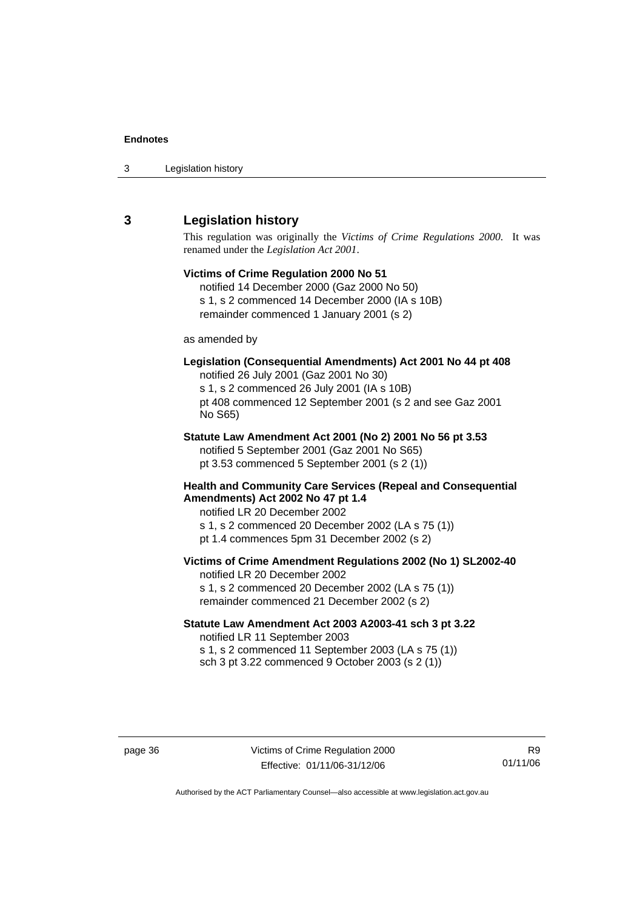## 3 Legislation history

This regulation was originally the *Victims of Crime Regulations 2000*. It was renamed under the *Legislation Act 2001*.

**Victims of Crime Regulation 2000 No 51**
notified 14 December 2000 (Gaz 2000 No 50)
s 1, s 2 commenced 14 December 2000 (IA s 10B)
remainder commenced 1 January 2001 (s 2)

as amended by

**Legislation (Consequential Amendments) Act 2001 No 44 pt 408**
notified 26 July 2001 (Gaz 2001 No 30)
s 1, s 2 commenced 26 July 2001 (IA s 10B)
pt 408 commenced 12 September 2001 (s 2 and see Gaz 2001 No S65)

**Statute Law Amendment Act 2001 (No 2) 2001 No 56 pt 3.53**
notified 5 September 2001 (Gaz 2001 No S65)
pt 3.53 commenced 5 September 2001 (s 2 (1))

**Health and Community Care Services (Repeal and Consequential Amendments) Act 2002 No 47 pt 1.4**
notified LR 20 December 2002
s 1, s 2 commenced 20 December 2002 (LA s 75 (1))
pt 1.4 commences 5pm 31 December 2002 (s 2)

**Victims of Crime Amendment Regulations 2002 (No 1) SL2002-40**
notified LR 20 December 2002
s 1, s 2 commenced 20 December 2002 (LA s 75 (1))
remainder commenced 21 December 2002 (s 2)

**Statute Law Amendment Act 2003 A2003-41 sch 3 pt 3.22**
notified LR 11 September 2003
s 1, s 2 commenced 11 September 2003 (LA s 75 (1))
sch 3 pt 3.22 commenced 9 October 2003 (s 2 (1))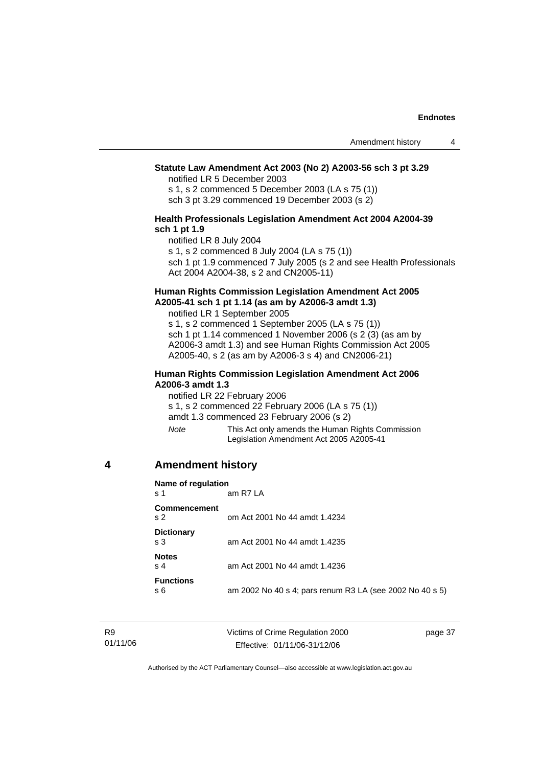**Statute Law Amendment Act 2003 (No 2) A2003-56 sch 3 pt 3.29**

notified LR 5 December 2003

s 1, s 2 commenced 5 December 2003 (LA s 75 (1))

sch 3 pt 3.29 commenced 19 December 2003 (s 2)

**Health Professionals Legislation Amendment Act 2004 A2004-39 sch 1 pt 1.9**

notified LR 8 July 2004

s 1, s 2 commenced 8 July 2004 (LA s 75 (1))

sch 1 pt 1.9 commenced 7 July 2005 (s 2 and see Health Professionals Act 2004 A2004-38, s 2 and CN2005-11)

**Human Rights Commission Legislation Amendment Act 2005 A2005-41 sch 1 pt 1.14 (as am by A2006-3 amdt 1.3)**

notified LR 1 September 2005

s 1, s 2 commenced 1 September 2005 (LA s 75 (1))

sch 1 pt 1.14 commenced 1 November 2006 (s 2 (3) (as am by A2006-3 amdt 1.3) and see Human Rights Commission Act 2005 A2005-40, s 2 (as am by A2006-3 s 4) and CN2006-21)

**Human Rights Commission Legislation Amendment Act 2006 A2006-3 amdt 1.3**

notified LR 22 February 2006

s 1, s 2 commenced 22 February 2006 (LA s 75 (1))

amdt 1.3 commenced 23 February 2006 (s 2)

*Note* This Act only amends the Human Rights Commission Legislation Amendment Act 2005 A2005-41

## 4 Amendment history

**Name of regulation**
s 1 am R7 LA

**Commencement**
s 2 om Act 2001 No 44 amdt 1.4234

**Dictionary**
s 3 am Act 2001 No 44 amdt 1.4235

**Notes**
s 4 am Act 2001 No 44 amdt 1.4236

**Functions**
s 6 am 2002 No 40 s 4; pars renum R3 LA (see 2002 No 40 s 5)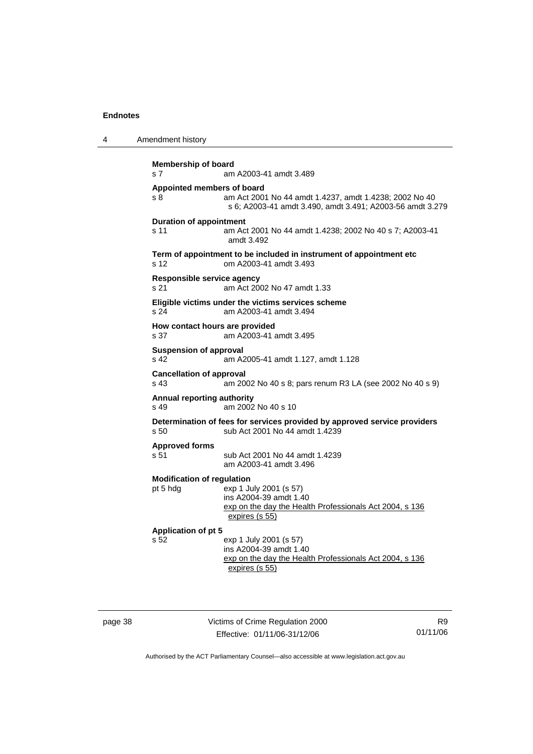**Membership of board**
s 7 am A2003-41 amdt 3.489

**Appointed members of board**
s 8 am Act 2001 No 44 amdt 1.4237, amdt 1.4238; 2002 No 40 s 6; A2003-41 amdt 3.490, amdt 3.491; A2003-56 amdt 3.279

**Duration of appointment**
s 11 am Act 2001 No 44 amdt 1.4238; 2002 No 40 s 7; A2003-41 amdt 3.492

**Term of appointment to be included in instrument of appointment etc**
s 12 om A2003-41 amdt 3.493

**Responsible service agency**
s 21 am Act 2002 No 47 amdt 1.33

**Eligible victims under the victims services scheme**
s 24 am A2003-41 amdt 3.494

**How contact hours are provided**
s 37 am A2003-41 amdt 3.495

**Suspension of approval**
s 42 am A2005-41 amdt 1.127, amdt 1.128

**Cancellation of approval**
s 43 am 2002 No 40 s 8; pars renum R3 LA (see 2002 No 40 s 9)

**Annual reporting authority**
s 49 am 2002 No 40 s 10

**Determination of fees for services provided by approved service providers**
s 50 sub Act 2001 No 44 amdt 1.4239

**Approved forms**
s 51 sub Act 2001 No 44 amdt 1.4239
am A2003-41 amdt 3.496

**Modification of regulation**
pt 5 hdg exp 1 July 2001 (s 57)
ins A2004-39 amdt 1.40
exp on the day the Health Professionals Act 2004, s 136 expires (s 55)

**Application of pt 5**
s 52 exp 1 July 2001 (s 57)
ins A2004-39 amdt 1.40
exp on the day the Health Professionals Act 2004, s 136 expires (s 55)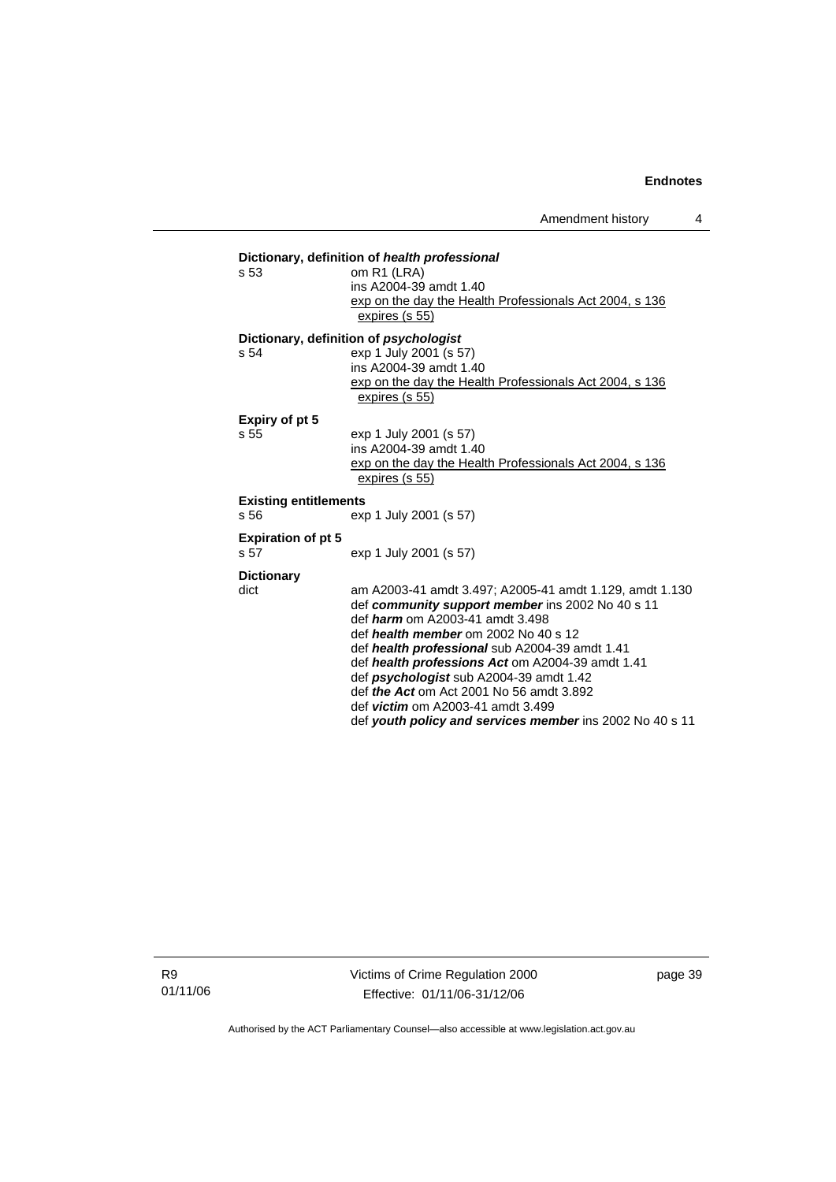**Dictionary, definition of *health professional***
s 53 om R1 (LRA)
ins A2004-39 amdt 1.40
<u>exp on the day the Health Professionals Act 2004, s 136 expires (s 55)</u>

**Dictionary, definition of *psychologist***
s 54 exp 1 July 2001 (s 57)
ins A2004-39 amdt 1.40
<u>exp on the day the Health Professionals Act 2004, s 136 expires (s 55)</u>

**Expiry of pt 5**
s 55 exp 1 July 2001 (s 57)
ins A2004-39 amdt 1.40
<u>exp on the day the Health Professionals Act 2004, s 136 expires (s 55)</u>

**Existing entitlements**
s 56 exp 1 July 2001 (s 57)

**Expiration of pt 5**
s 57 exp 1 July 2001 (s 57)

**Dictionary**
dict am A2003-41 amdt 3.497; A2005-41 amdt 1.129, amdt 1.130
def ***community support member*** ins 2002 No 40 s 11
def ***harm*** om A2003-41 amdt 3.498
def ***health member*** om 2002 No 40 s 12
def ***health professional*** sub A2004-39 amdt 1.41
def ***health professions Act*** om A2004-39 amdt 1.41
def ***psychologist*** sub A2004-39 amdt 1.42
def ***the Act*** om Act 2001 No 56 amdt 3.892
def ***victim*** om A2003-41 amdt 3.499
def ***youth policy and services member*** ins 2002 No 40 s 11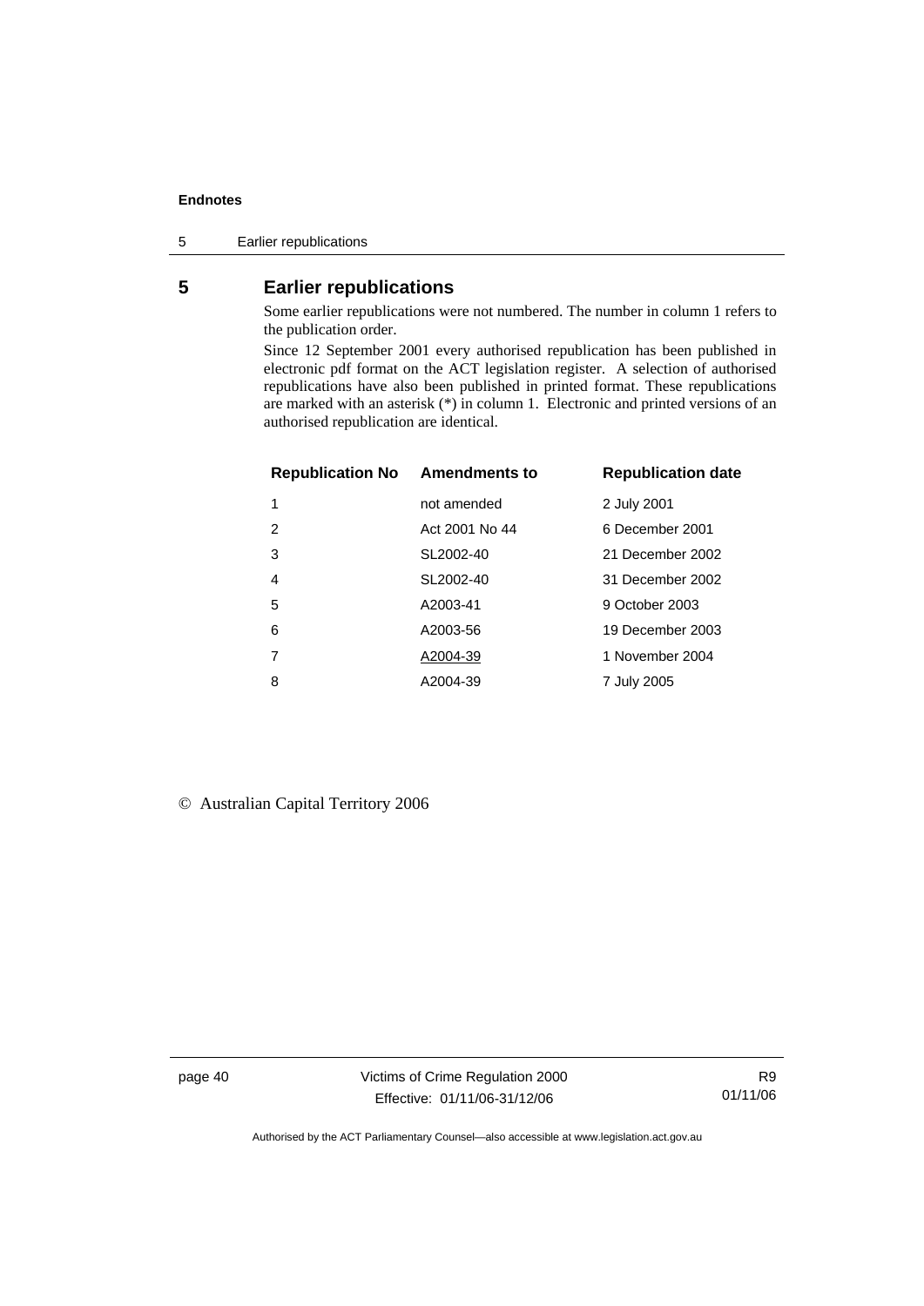## 5 Earlier republications

Some earlier republications were not numbered. The number in column 1 refers to the publication order.

Since 12 September 2001 every authorised republication has been published in electronic pdf format on the ACT legislation register. A selection of authorised republications have also been published in printed format. These republications are marked with an asterisk (*) in column 1. Electronic and printed versions of an authorised republication are identical.

| Republication No | Amendments to | Republication date |
|---|---|---|
| 1 | not amended | 2 July 2001 |
| 2 | Act 2001 No 44 | 6 December 2001 |
| 3 | SL2002-40 | 21 December 2002 |
| 4 | SL2002-40 | 31 December 2002 |
| 5 | A2003-41 | 9 October 2003 |
| 6 | A2003-56 | 19 December 2003 |
| 7 | A2004-39 | 1 November 2004 |
| 8 | A2004-39 | 7 July 2005 |

© Australian Capital Territory 2006